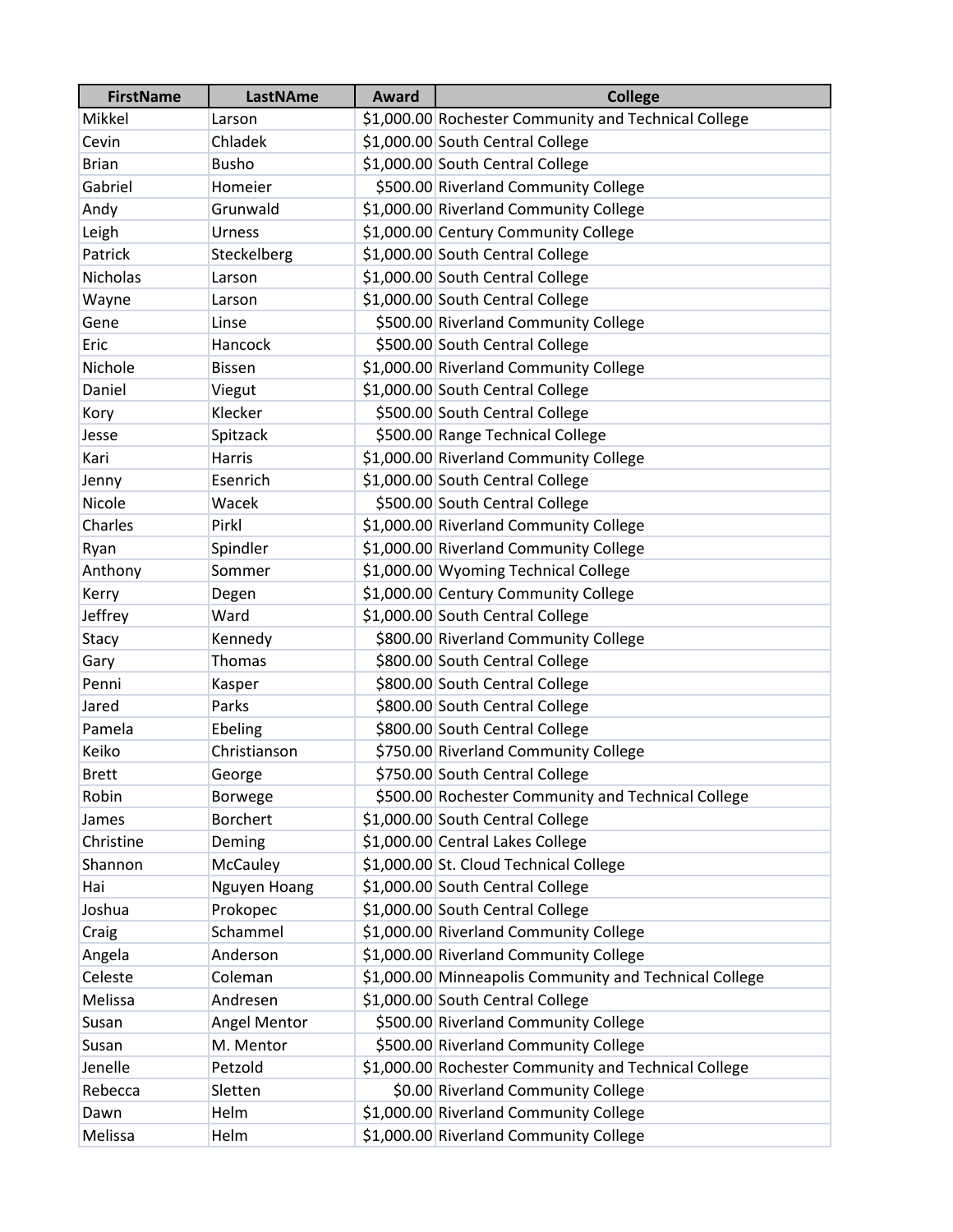| FirstName | LastNAme | Award | College |
|---|---|---|---|
| Mikkel | Larson | $1,000.00 | Rochester Community and Technical College |
| Cevin | Chladek | $1,000.00 | South Central College |
| Brian | Busho | $1,000.00 | South Central College |
| Gabriel | Homeier | $500.00 | Riverland Community College |
| Andy | Grunwald | $1,000.00 | Riverland Community College |
| Leigh | Urness | $1,000.00 | Century Community College |
| Patrick | Steckelberg | $1,000.00 | South Central College |
| Nicholas | Larson | $1,000.00 | South Central College |
| Wayne | Larson | $1,000.00 | South Central College |
| Gene | Linse | $500.00 | Riverland Community College |
| Eric | Hancock | $500.00 | South Central College |
| Nichole | Bissen | $1,000.00 | Riverland Community College |
| Daniel | Viegut | $1,000.00 | South Central College |
| Kory | Klecker | $500.00 | South Central College |
| Jesse | Spitzack | $500.00 | Range Technical College |
| Kari | Harris | $1,000.00 | Riverland Community College |
| Jenny | Esenrich | $1,000.00 | South Central College |
| Nicole | Wacek | $500.00 | South Central College |
| Charles | Pirkl | $1,000.00 | Riverland Community College |
| Ryan | Spindler | $1,000.00 | Riverland Community College |
| Anthony | Sommer | $1,000.00 | Wyoming Technical College |
| Kerry | Degen | $1,000.00 | Century Community College |
| Jeffrey | Ward | $1,000.00 | South Central College |
| Stacy | Kennedy | $800.00 | Riverland Community College |
| Gary | Thomas | $800.00 | South Central College |
| Penni | Kasper | $800.00 | South Central College |
| Jared | Parks | $800.00 | South Central College |
| Pamela | Ebeling | $800.00 | South Central College |
| Keiko | Christianson | $750.00 | Riverland Community College |
| Brett | George | $750.00 | South Central College |
| Robin | Borwege | $500.00 | Rochester Community and Technical College |
| James | Borchert | $1,000.00 | South Central College |
| Christine | Deming | $1,000.00 | Central Lakes College |
| Shannon | McCauley | $1,000.00 | St. Cloud Technical College |
| Hai | Nguyen Hoang | $1,000.00 | South Central College |
| Joshua | Prokopec | $1,000.00 | South Central College |
| Craig | Schammel | $1,000.00 | Riverland Community College |
| Angela | Anderson | $1,000.00 | Riverland Community College |
| Celeste | Coleman | $1,000.00 | Minneapolis Community and Technical College |
| Melissa | Andresen | $1,000.00 | South Central College |
| Susan | Angel Mentor | $500.00 | Riverland Community College |
| Susan | M. Mentor | $500.00 | Riverland Community College |
| Jenelle | Petzold | $1,000.00 | Rochester Community and Technical College |
| Rebecca | Sletten | $0.00 | Riverland Community College |
| Dawn | Helm | $1,000.00 | Riverland Community College |
| Melissa | Helm | $1,000.00 | Riverland Community College |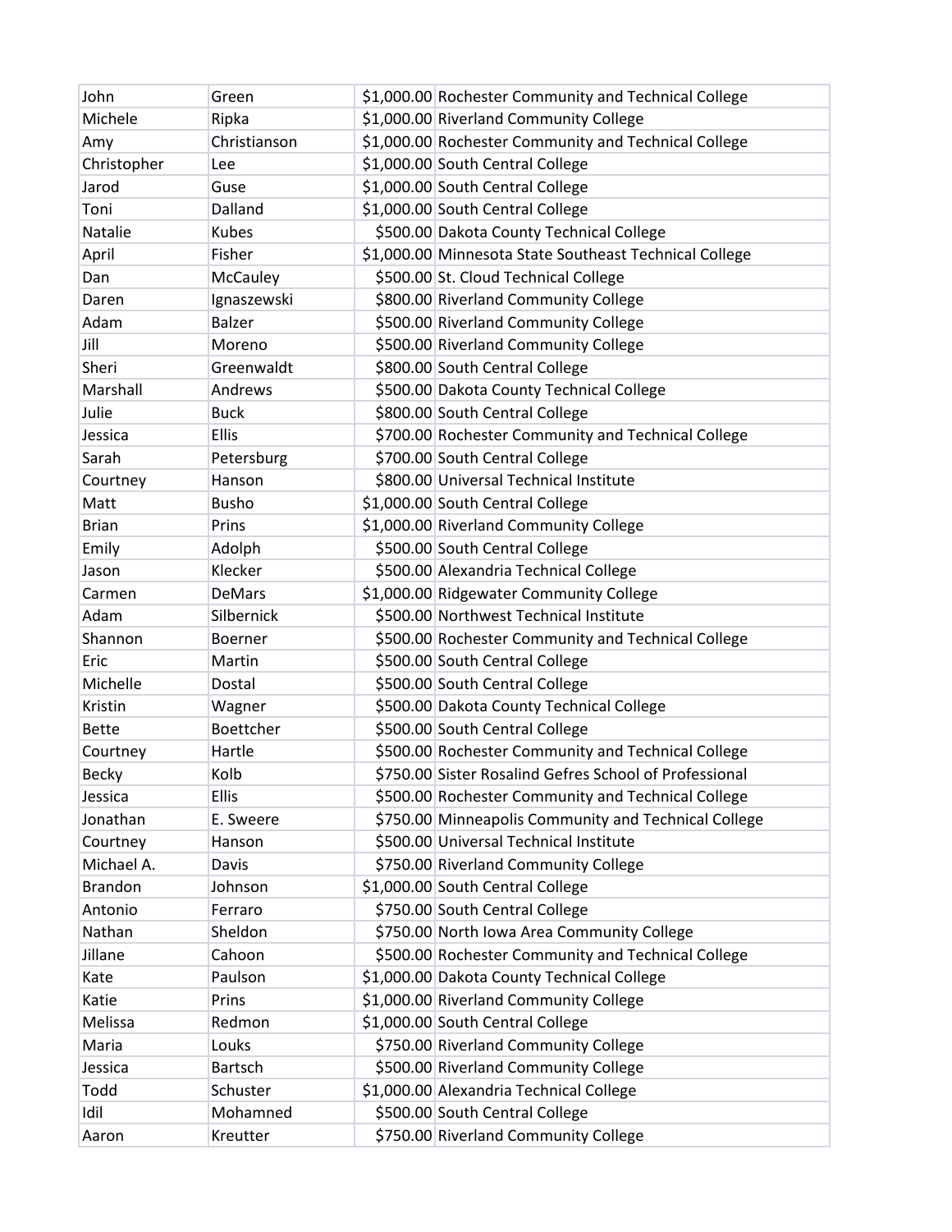| | | | |
|---|---|---|---|
| John | Green | $1,000.00 | Rochester Community and Technical College |
| Michele | Ripka | $1,000.00 | Riverland Community College |
| Amy | Christianson | $1,000.00 | Rochester Community and Technical College |
| Christopher | Lee | $1,000.00 | South Central College |
| Jarod | Guse | $1,000.00 | South Central College |
| Toni | Dalland | $1,000.00 | South Central College |
| Natalie | Kubes | $500.00 | Dakota County Technical College |
| April | Fisher | $1,000.00 | Minnesota State Southeast Technical College |
| Dan | McCauley | $500.00 | St. Cloud Technical College |
| Daren | Ignaszewski | $800.00 | Riverland Community College |
| Adam | Balzer | $500.00 | Riverland Community College |
| Jill | Moreno | $500.00 | Riverland Community College |
| Sheri | Greenwaldt | $800.00 | South Central College |
| Marshall | Andrews | $500.00 | Dakota County Technical College |
| Julie | Buck | $800.00 | South Central College |
| Jessica | Ellis | $700.00 | Rochester Community and Technical College |
| Sarah | Petersburg | $700.00 | South Central College |
| Courtney | Hanson | $800.00 | Universal Technical Institute |
| Matt | Busho | $1,000.00 | South Central College |
| Brian | Prins | $1,000.00 | Riverland Community College |
| Emily | Adolph | $500.00 | South Central College |
| Jason | Klecker | $500.00 | Alexandria Technical College |
| Carmen | DeMars | $1,000.00 | Ridgewater Community College |
| Adam | Silbernick | $500.00 | Northwest Technical Institute |
| Shannon | Boerner | $500.00 | Rochester Community and Technical College |
| Eric | Martin | $500.00 | South Central College |
| Michelle | Dostal | $500.00 | South Central College |
| Kristin | Wagner | $500.00 | Dakota County Technical College |
| Bette | Boettcher | $500.00 | South Central College |
| Courtney | Hartle | $500.00 | Rochester Community and Technical College |
| Becky | Kolb | $750.00 | Sister Rosalind Gefres School of Professional |
| Jessica | Ellis | $500.00 | Rochester Community and Technical College |
| Jonathan | E. Sweere | $750.00 | Minneapolis Community and Technical College |
| Courtney | Hanson | $500.00 | Universal Technical Institute |
| Michael A. | Davis | $750.00 | Riverland Community College |
| Brandon | Johnson | $1,000.00 | South Central College |
| Antonio | Ferraro | $750.00 | South Central College |
| Nathan | Sheldon | $750.00 | North Iowa Area Community College |
| Jillane | Cahoon | $500.00 | Rochester Community and Technical College |
| Kate | Paulson | $1,000.00 | Dakota County Technical College |
| Katie | Prins | $1,000.00 | Riverland Community College |
| Melissa | Redmon | $1,000.00 | South Central College |
| Maria | Louks | $750.00 | Riverland Community College |
| Jessica | Bartsch | $500.00 | Riverland Community College |
| Todd | Schuster | $1,000.00 | Alexandria Technical College |
| Idil | Mohamned | $500.00 | South Central College |
| Aaron | Kreutter | $750.00 | Riverland Community College |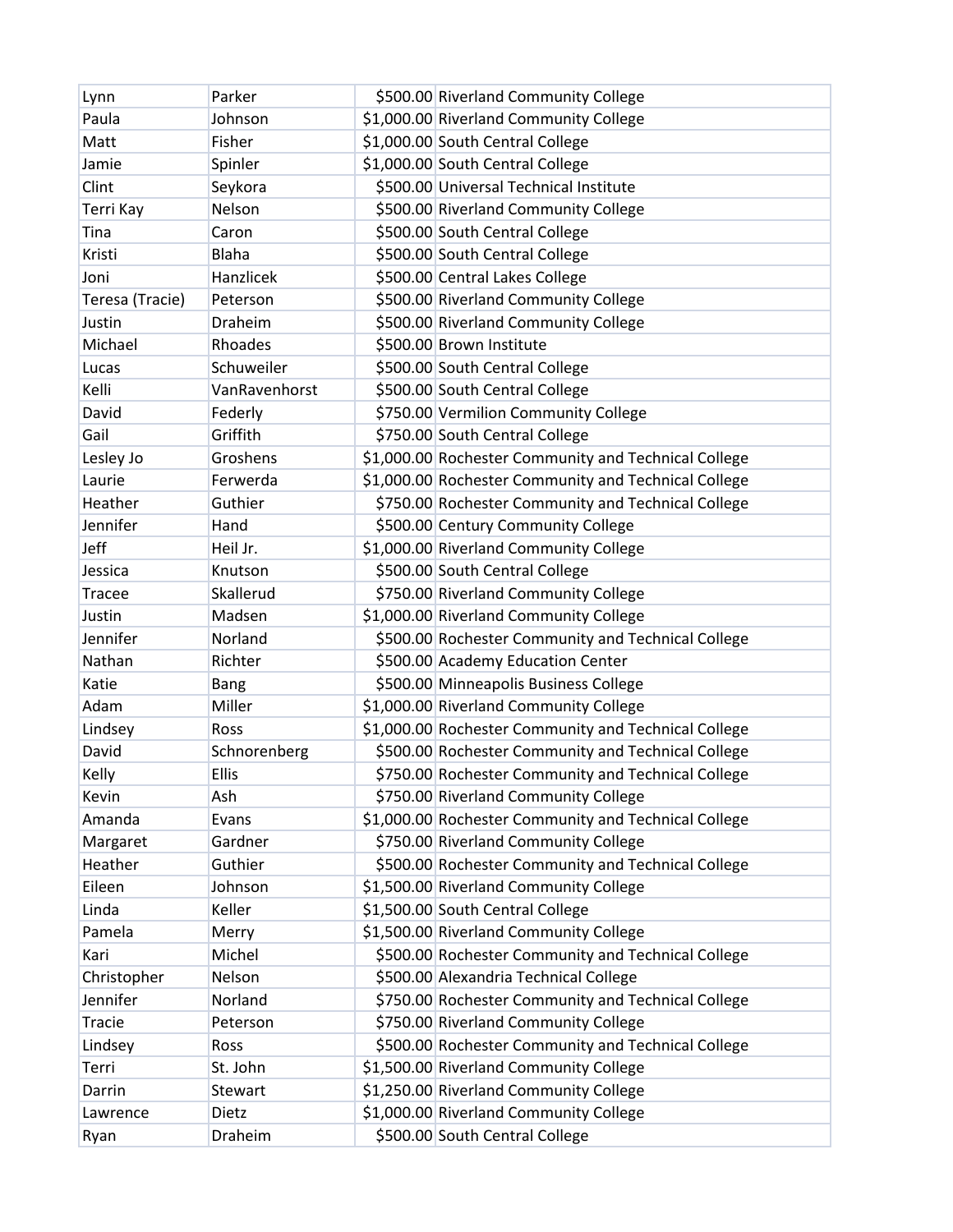| | | | |
|---|---|---|---|
| Lynn | Parker | $500.00 | Riverland Community College |
| Paula | Johnson | $1,000.00 | Riverland Community College |
| Matt | Fisher | $1,000.00 | South Central College |
| Jamie | Spinler | $1,000.00 | South Central College |
| Clint | Seykora | $500.00 | Universal Technical Institute |
| Terri Kay | Nelson | $500.00 | Riverland Community College |
| Tina | Caron | $500.00 | South Central College |
| Kristi | Blaha | $500.00 | South Central College |
| Joni | Hanzlicek | $500.00 | Central Lakes College |
| Teresa (Tracie) | Peterson | $500.00 | Riverland Community College |
| Justin | Draheim | $500.00 | Riverland Community College |
| Michael | Rhoades | $500.00 | Brown Institute |
| Lucas | Schuweiler | $500.00 | South Central College |
| Kelli | VanRavenhorst | $500.00 | South Central College |
| David | Federly | $750.00 | Vermilion Community College |
| Gail | Griffith | $750.00 | South Central College |
| Lesley Jo | Groshens | $1,000.00 | Rochester Community and Technical College |
| Laurie | Ferwerda | $1,000.00 | Rochester Community and Technical College |
| Heather | Guthier | $750.00 | Rochester Community and Technical College |
| Jennifer | Hand | $500.00 | Century Community College |
| Jeff | Heil Jr. | $1,000.00 | Riverland Community College |
| Jessica | Knutson | $500.00 | South Central College |
| Tracee | Skallerud | $750.00 | Riverland Community College |
| Justin | Madsen | $1,000.00 | Riverland Community College |
| Jennifer | Norland | $500.00 | Rochester Community and Technical College |
| Nathan | Richter | $500.00 | Academy Education Center |
| Katie | Bang | $500.00 | Minneapolis Business College |
| Adam | Miller | $1,000.00 | Riverland Community College |
| Lindsey | Ross | $1,000.00 | Rochester Community and Technical College |
| David | Schnorenberg | $500.00 | Rochester Community and Technical College |
| Kelly | Ellis | $750.00 | Rochester Community and Technical College |
| Kevin | Ash | $750.00 | Riverland Community College |
| Amanda | Evans | $1,000.00 | Rochester Community and Technical College |
| Margaret | Gardner | $750.00 | Riverland Community College |
| Heather | Guthier | $500.00 | Rochester Community and Technical College |
| Eileen | Johnson | $1,500.00 | Riverland Community College |
| Linda | Keller | $1,500.00 | South Central College |
| Pamela | Merry | $1,500.00 | Riverland Community College |
| Kari | Michel | $500.00 | Rochester Community and Technical College |
| Christopher | Nelson | $500.00 | Alexandria Technical College |
| Jennifer | Norland | $750.00 | Rochester Community and Technical College |
| Tracie | Peterson | $750.00 | Riverland Community College |
| Lindsey | Ross | $500.00 | Rochester Community and Technical College |
| Terri | St. John | $1,500.00 | Riverland Community College |
| Darrin | Stewart | $1,250.00 | Riverland Community College |
| Lawrence | Dietz | $1,000.00 | Riverland Community College |
| Ryan | Draheim | $500.00 | South Central College |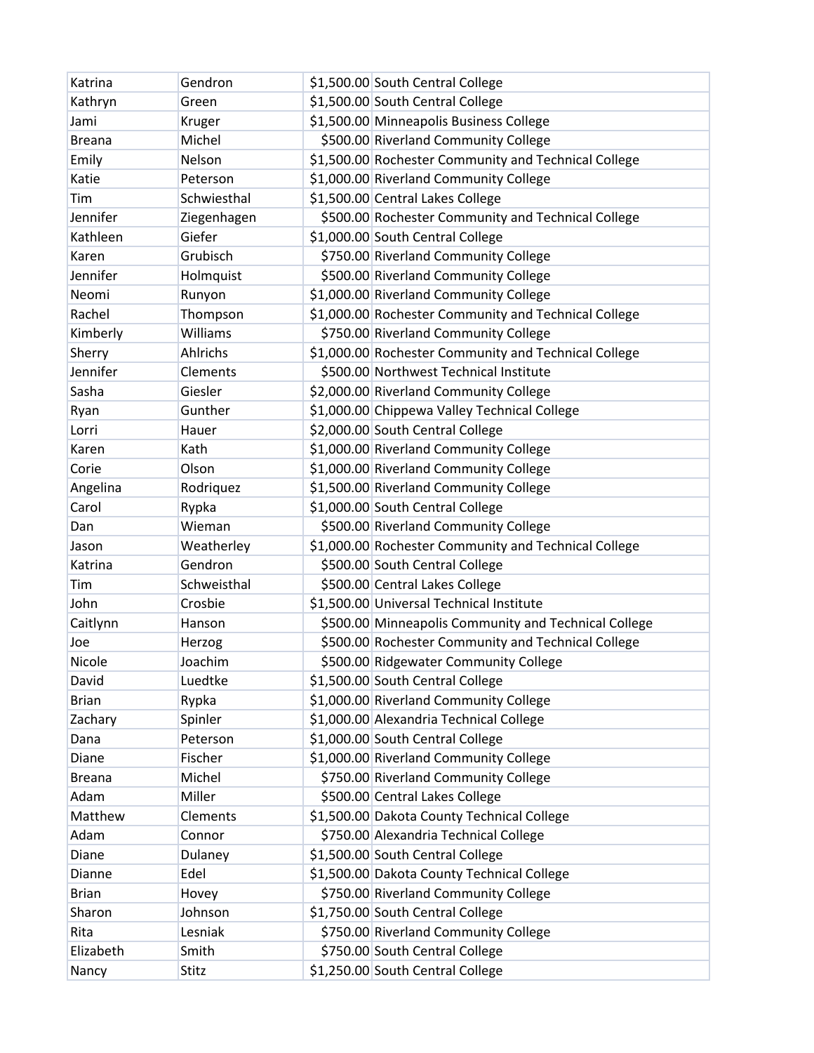| | | | |
|---|---|---|---|
| Katrina | Gendron | $1,500.00 | South Central College |
| Kathryn | Green | $1,500.00 | South Central College |
| Jami | Kruger | $1,500.00 | Minneapolis Business College |
| Breana | Michel | $500.00 | Riverland Community College |
| Emily | Nelson | $1,500.00 | Rochester Community and Technical College |
| Katie | Peterson | $1,000.00 | Riverland Community College |
| Tim | Schwiesthal | $1,500.00 | Central Lakes College |
| Jennifer | Ziegenhagen | $500.00 | Rochester Community and Technical College |
| Kathleen | Giefer | $1,000.00 | South Central College |
| Karen | Grubisch | $750.00 | Riverland Community College |
| Jennifer | Holmquist | $500.00 | Riverland Community College |
| Neomi | Runyon | $1,000.00 | Riverland Community College |
| Rachel | Thompson | $1,000.00 | Rochester Community and Technical College |
| Kimberly | Williams | $750.00 | Riverland Community College |
| Sherry | Ahlrichs | $1,000.00 | Rochester Community and Technical College |
| Jennifer | Clements | $500.00 | Northwest Technical Institute |
| Sasha | Giesler | $2,000.00 | Riverland Community College |
| Ryan | Gunther | $1,000.00 | Chippewa Valley Technical College |
| Lorri | Hauer | $2,000.00 | South Central College |
| Karen | Kath | $1,000.00 | Riverland Community College |
| Corie | Olson | $1,000.00 | Riverland Community College |
| Angelina | Rodriquez | $1,500.00 | Riverland Community College |
| Carol | Rypka | $1,000.00 | South Central College |
| Dan | Wieman | $500.00 | Riverland Community College |
| Jason | Weatherley | $1,000.00 | Rochester Community and Technical College |
| Katrina | Gendron | $500.00 | South Central College |
| Tim | Schweisthal | $500.00 | Central Lakes College |
| John | Crosbie | $1,500.00 | Universal Technical Institute |
| Caitlynn | Hanson | $500.00 | Minneapolis Community and Technical College |
| Joe | Herzog | $500.00 | Rochester Community and Technical College |
| Nicole | Joachim | $500.00 | Ridgewater Community College |
| David | Luedtke | $1,500.00 | South Central College |
| Brian | Rypka | $1,000.00 | Riverland Community College |
| Zachary | Spinler | $1,000.00 | Alexandria Technical College |
| Dana | Peterson | $1,000.00 | South Central College |
| Diane | Fischer | $1,000.00 | Riverland Community College |
| Breana | Michel | $750.00 | Riverland Community College |
| Adam | Miller | $500.00 | Central Lakes College |
| Matthew | Clements | $1,500.00 | Dakota County Technical College |
| Adam | Connor | $750.00 | Alexandria Technical College |
| Diane | Dulaney | $1,500.00 | South Central College |
| Dianne | Edel | $1,500.00 | Dakota County Technical College |
| Brian | Hovey | $750.00 | Riverland Community College |
| Sharon | Johnson | $1,750.00 | South Central College |
| Rita | Lesniak | $750.00 | Riverland Community College |
| Elizabeth | Smith | $750.00 | South Central College |
| Nancy | Stitz | $1,250.00 | South Central College |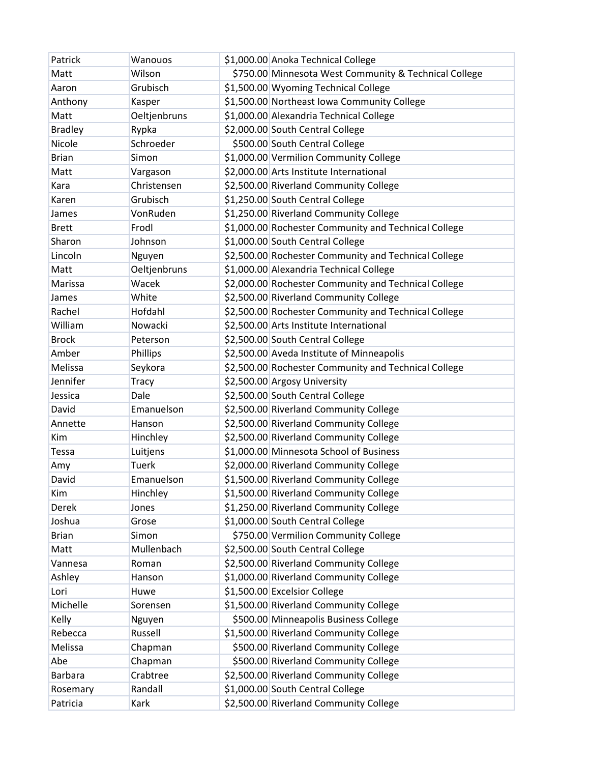| | | | |
|---|---|---|---|
| Patrick | Wanouos | $1,000.00 | Anoka Technical College |
| Matt | Wilson | $750.00 | Minnesota West Community & Technical College |
| Aaron | Grubisch | $1,500.00 | Wyoming Technical College |
| Anthony | Kasper | $1,500.00 | Northeast Iowa Community College |
| Matt | Oeltjenbruns | $1,000.00 | Alexandria Technical College |
| Bradley | Rypka | $2,000.00 | South Central College |
| Nicole | Schroeder | $500.00 | South Central College |
| Brian | Simon | $1,000.00 | Vermilion Community College |
| Matt | Vargason | $2,000.00 | Arts Institute International |
| Kara | Christensen | $2,500.00 | Riverland Community College |
| Karen | Grubisch | $1,250.00 | South Central College |
| James | VonRuden | $1,250.00 | Riverland Community College |
| Brett | Frodl | $1,000.00 | Rochester Community and Technical College |
| Sharon | Johnson | $1,000.00 | South Central College |
| Lincoln | Nguyen | $2,500.00 | Rochester Community and Technical College |
| Matt | Oeltjenbruns | $1,000.00 | Alexandria Technical College |
| Marissa | Wacek | $2,000.00 | Rochester Community and Technical College |
| James | White | $2,500.00 | Riverland Community College |
| Rachel | Hofdahl | $2,500.00 | Rochester Community and Technical College |
| William | Nowacki | $2,500.00 | Arts Institute International |
| Brock | Peterson | $2,500.00 | South Central College |
| Amber | Phillips | $2,500.00 | Aveda Institute of Minneapolis |
| Melissa | Seykora | $2,500.00 | Rochester Community and Technical College |
| Jennifer | Tracy | $2,500.00 | Argosy University |
| Jessica | Dale | $2,500.00 | South Central College |
| David | Emanuelson | $2,500.00 | Riverland Community College |
| Annette | Hanson | $2,500.00 | Riverland Community College |
| Kim | Hinchley | $2,500.00 | Riverland Community College |
| Tessa | Luitjens | $1,000.00 | Minnesota School of Business |
| Amy | Tuerk | $2,000.00 | Riverland Community College |
| David | Emanuelson | $1,500.00 | Riverland Community College |
| Kim | Hinchley | $1,500.00 | Riverland Community College |
| Derek | Jones | $1,250.00 | Riverland Community College |
| Joshua | Grose | $1,000.00 | South Central College |
| Brian | Simon | $750.00 | Vermilion Community College |
| Matt | Mullenbach | $2,500.00 | South Central College |
| Vannesa | Roman | $2,500.00 | Riverland Community College |
| Ashley | Hanson | $1,000.00 | Riverland Community College |
| Lori | Huwe | $1,500.00 | Excelsior College |
| Michelle | Sorensen | $1,500.00 | Riverland Community College |
| Kelly | Nguyen | $500.00 | Minneapolis Business College |
| Rebecca | Russell | $1,500.00 | Riverland Community College |
| Melissa | Chapman | $500.00 | Riverland Community College |
| Abe | Chapman | $500.00 | Riverland Community College |
| Barbara | Crabtree | $2,500.00 | Riverland Community College |
| Rosemary | Randall | $1,000.00 | South Central College |
| Patricia | Kark | $2,500.00 | Riverland Community College |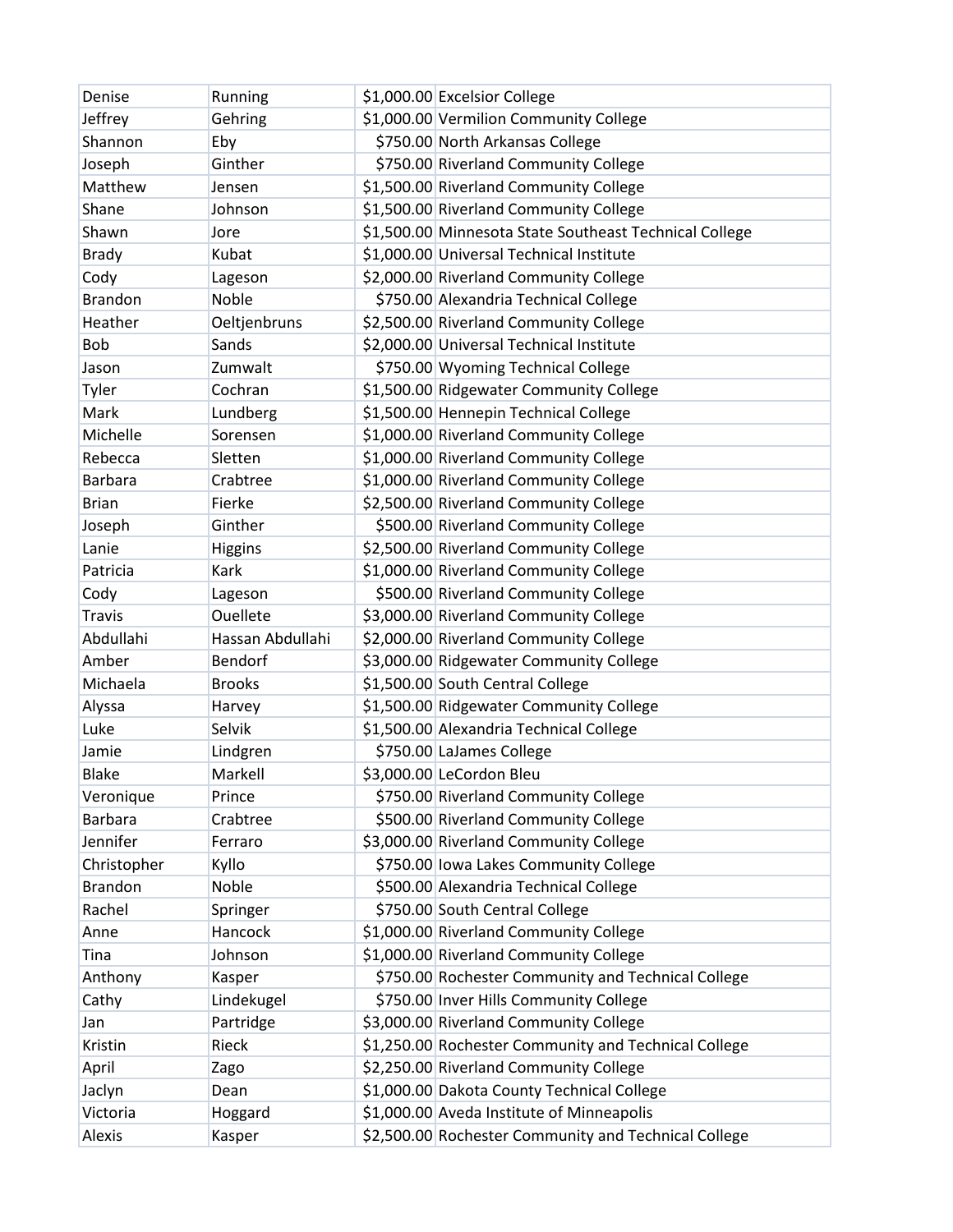| Denise | Running | $1,000.00 | Excelsior College |
|---|---|---|---|
| Jeffrey | Gehring | $1,000.00 | Vermilion Community College |
| Shannon | Eby | $750.00 | North Arkansas College |
| Joseph | Ginther | $750.00 | Riverland Community College |
| Matthew | Jensen | $1,500.00 | Riverland Community College |
| Shane | Johnson | $1,500.00 | Riverland Community College |
| Shawn | Jore | $1,500.00 | Minnesota State Southeast Technical College |
| Brady | Kubat | $1,000.00 | Universal Technical Institute |
| Cody | Lageson | $2,000.00 | Riverland Community College |
| Brandon | Noble | $750.00 | Alexandria Technical College |
| Heather | Oeltjenbruns | $2,500.00 | Riverland Community College |
| Bob | Sands | $2,000.00 | Universal Technical Institute |
| Jason | Zumwalt | $750.00 | Wyoming Technical College |
| Tyler | Cochran | $1,500.00 | Ridgewater Community College |
| Mark | Lundberg | $1,500.00 | Hennepin Technical College |
| Michelle | Sorensen | $1,000.00 | Riverland Community College |
| Rebecca | Sletten | $1,000.00 | Riverland Community College |
| Barbara | Crabtree | $1,000.00 | Riverland Community College |
| Brian | Fierke | $2,500.00 | Riverland Community College |
| Joseph | Ginther | $500.00 | Riverland Community College |
| Lanie | Higgins | $2,500.00 | Riverland Community College |
| Patricia | Kark | $1,000.00 | Riverland Community College |
| Cody | Lageson | $500.00 | Riverland Community College |
| Travis | Ouellete | $3,000.00 | Riverland Community College |
| Abdullahi | Hassan Abdullahi | $2,000.00 | Riverland Community College |
| Amber | Bendorf | $3,000.00 | Ridgewater Community College |
| Michaela | Brooks | $1,500.00 | South Central College |
| Alyssa | Harvey | $1,500.00 | Ridgewater Community College |
| Luke | Selvik | $1,500.00 | Alexandria Technical College |
| Jamie | Lindgren | $750.00 | LaJames College |
| Blake | Markell | $3,000.00 | LeCordon Bleu |
| Veronique | Prince | $750.00 | Riverland Community College |
| Barbara | Crabtree | $500.00 | Riverland Community College |
| Jennifer | Ferraro | $3,000.00 | Riverland Community College |
| Christopher | Kyllo | $750.00 | Iowa Lakes Community College |
| Brandon | Noble | $500.00 | Alexandria Technical College |
| Rachel | Springer | $750.00 | South Central College |
| Anne | Hancock | $1,000.00 | Riverland Community College |
| Tina | Johnson | $1,000.00 | Riverland Community College |
| Anthony | Kasper | $750.00 | Rochester Community and Technical College |
| Cathy | Lindekugel | $750.00 | Inver Hills Community College |
| Jan | Partridge | $3,000.00 | Riverland Community College |
| Kristin | Rieck | $1,250.00 | Rochester Community and Technical College |
| April | Zago | $2,250.00 | Riverland Community College |
| Jaclyn | Dean | $1,000.00 | Dakota County Technical College |
| Victoria | Hoggard | $1,000.00 | Aveda Institute of Minneapolis |
| Alexis | Kasper | $2,500.00 | Rochester Community and Technical College |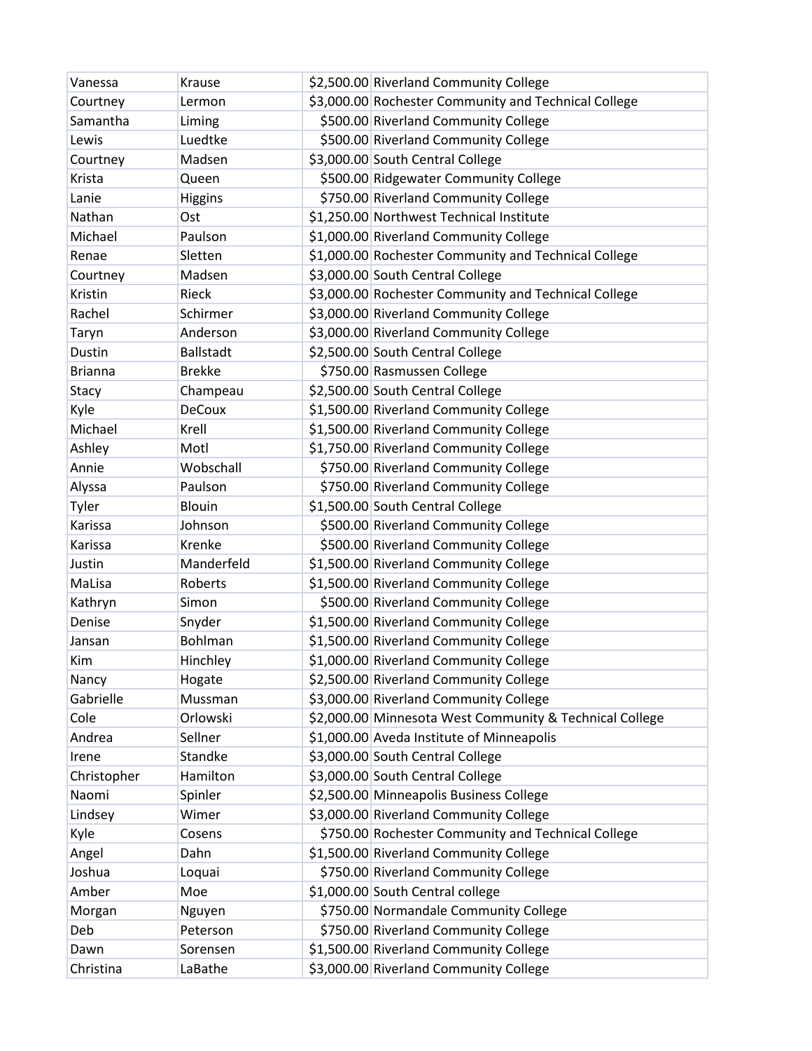| | | | |
|---|---|---|---|
| Vanessa | Krause | $2,500.00 | Riverland Community College |
| Courtney | Lermon | $3,000.00 | Rochester Community and Technical College |
| Samantha | Liming | $500.00 | Riverland Community College |
| Lewis | Luedtke | $500.00 | Riverland Community College |
| Courtney | Madsen | $3,000.00 | South Central College |
| Krista | Queen | $500.00 | Ridgewater Community College |
| Lanie | Higgins | $750.00 | Riverland Community College |
| Nathan | Ost | $1,250.00 | Northwest Technical Institute |
| Michael | Paulson | $1,000.00 | Riverland Community College |
| Renae | Sletten | $1,000.00 | Rochester Community and Technical College |
| Courtney | Madsen | $3,000.00 | South Central College |
| Kristin | Rieck | $3,000.00 | Rochester Community and Technical College |
| Rachel | Schirmer | $3,000.00 | Riverland Community College |
| Taryn | Anderson | $3,000.00 | Riverland Community College |
| Dustin | Ballstadt | $2,500.00 | South Central College |
| Brianna | Brekke | $750.00 | Rasmussen College |
| Stacy | Champeau | $2,500.00 | South Central College |
| Kyle | DeCoux | $1,500.00 | Riverland Community College |
| Michael | Krell | $1,500.00 | Riverland Community College |
| Ashley | Motl | $1,750.00 | Riverland Community College |
| Annie | Wobschall | $750.00 | Riverland Community College |
| Alyssa | Paulson | $750.00 | Riverland Community College |
| Tyler | Blouin | $1,500.00 | South Central College |
| Karissa | Johnson | $500.00 | Riverland Community College |
| Karissa | Krenke | $500.00 | Riverland Community College |
| Justin | Manderfeld | $1,500.00 | Riverland Community College |
| MaLisa | Roberts | $1,500.00 | Riverland Community College |
| Kathryn | Simon | $500.00 | Riverland Community College |
| Denise | Snyder | $1,500.00 | Riverland Community College |
| Jansan | Bohlman | $1,500.00 | Riverland Community College |
| Kim | Hinchley | $1,000.00 | Riverland Community College |
| Nancy | Hogate | $2,500.00 | Riverland Community College |
| Gabrielle | Mussman | $3,000.00 | Riverland Community College |
| Cole | Orlowski | $2,000.00 | Minnesota West Community & Technical College |
| Andrea | Sellner | $1,000.00 | Aveda Institute of Minneapolis |
| Irene | Standke | $3,000.00 | South Central College |
| Christopher | Hamilton | $3,000.00 | South Central College |
| Naomi | Spinler | $2,500.00 | Minneapolis Business College |
| Lindsey | Wimer | $3,000.00 | Riverland Community College |
| Kyle | Cosens | $750.00 | Rochester Community and Technical College |
| Angel | Dahn | $1,500.00 | Riverland Community College |
| Joshua | Loquai | $750.00 | Riverland Community College |
| Amber | Moe | $1,000.00 | South Central college |
| Morgan | Nguyen | $750.00 | Normandale Community College |
| Deb | Peterson | $750.00 | Riverland Community College |
| Dawn | Sorensen | $1,500.00 | Riverland Community College |
| Christina | LaBathe | $3,000.00 | Riverland Community College |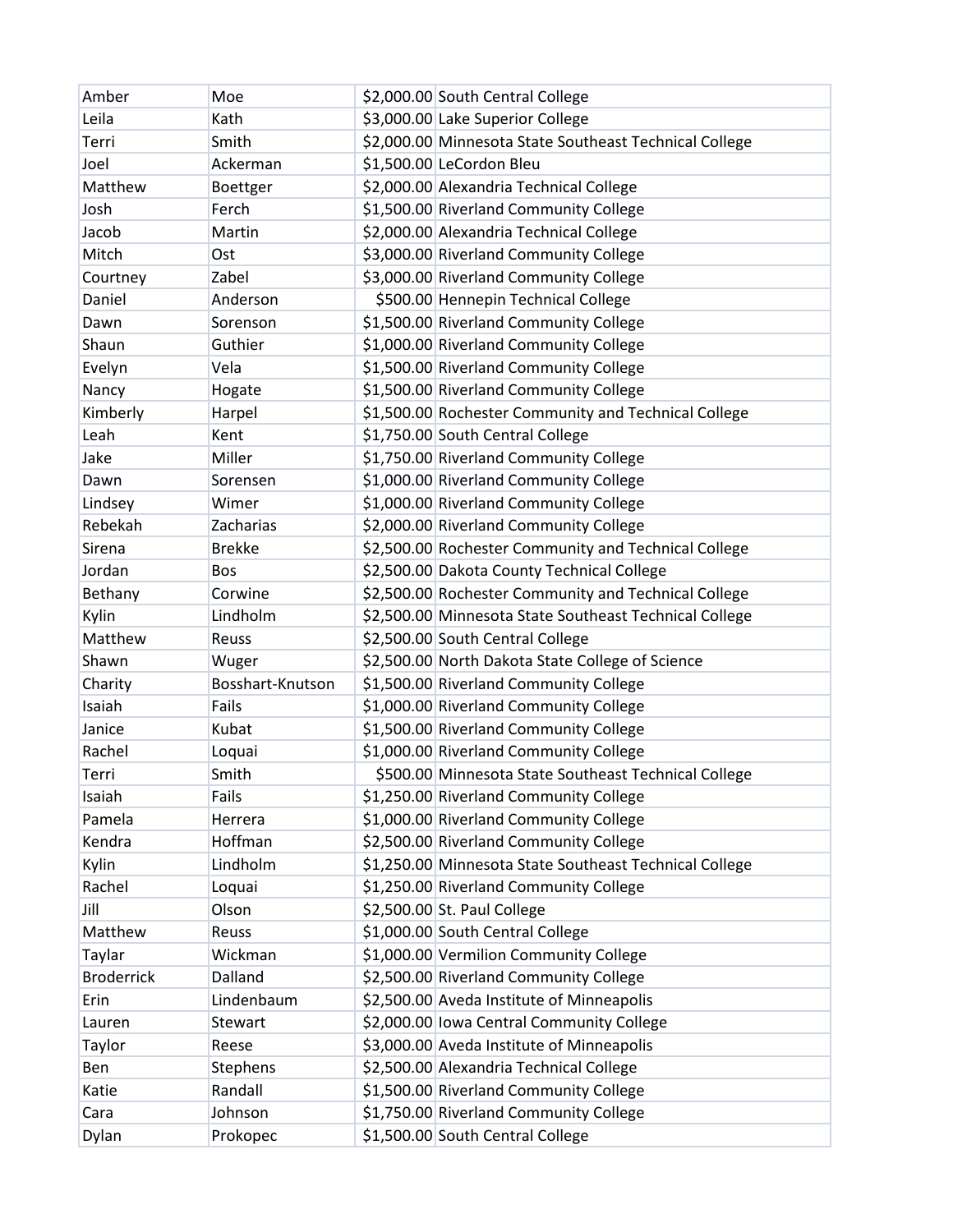| Amber | Moe | $2,000.00 | South Central College |
|---|---|---|---|
| Leila | Kath | $3,000.00 | Lake Superior College |
| Terri | Smith | $2,000.00 | Minnesota State Southeast Technical College |
| Joel | Ackerman | $1,500.00 | LeCordon Bleu |
| Matthew | Boettger | $2,000.00 | Alexandria Technical College |
| Josh | Ferch | $1,500.00 | Riverland Community College |
| Jacob | Martin | $2,000.00 | Alexandria Technical College |
| Mitch | Ost | $3,000.00 | Riverland Community College |
| Courtney | Zabel | $3,000.00 | Riverland Community College |
| Daniel | Anderson | $500.00 | Hennepin Technical College |
| Dawn | Sorenson | $1,500.00 | Riverland Community College |
| Shaun | Guthier | $1,000.00 | Riverland Community College |
| Evelyn | Vela | $1,500.00 | Riverland Community College |
| Nancy | Hogate | $1,500.00 | Riverland Community College |
| Kimberly | Harpel | $1,500.00 | Rochester Community and Technical College |
| Leah | Kent | $1,750.00 | South Central College |
| Jake | Miller | $1,750.00 | Riverland Community College |
| Dawn | Sorensen | $1,000.00 | Riverland Community College |
| Lindsey | Wimer | $1,000.00 | Riverland Community College |
| Rebekah | Zacharias | $2,000.00 | Riverland Community College |
| Sirena | Brekke | $2,500.00 | Rochester Community and Technical College |
| Jordan | Bos | $2,500.00 | Dakota County Technical College |
| Bethany | Corwine | $2,500.00 | Rochester Community and Technical College |
| Kylin | Lindholm | $2,500.00 | Minnesota State Southeast Technical College |
| Matthew | Reuss | $2,500.00 | South Central College |
| Shawn | Wuger | $2,500.00 | North Dakota State College of Science |
| Charity | Bosshart-Knutson | $1,500.00 | Riverland Community College |
| Isaiah | Fails | $1,000.00 | Riverland Community College |
| Janice | Kubat | $1,500.00 | Riverland Community College |
| Rachel | Loquai | $1,000.00 | Riverland Community College |
| Terri | Smith | $500.00 | Minnesota State Southeast Technical College |
| Isaiah | Fails | $1,250.00 | Riverland Community College |
| Pamela | Herrera | $1,000.00 | Riverland Community College |
| Kendra | Hoffman | $2,500.00 | Riverland Community College |
| Kylin | Lindholm | $1,250.00 | Minnesota State Southeast Technical College |
| Rachel | Loquai | $1,250.00 | Riverland Community College |
| Jill | Olson | $2,500.00 | St. Paul College |
| Matthew | Reuss | $1,000.00 | South Central College |
| Taylar | Wickman | $1,000.00 | Vermilion Community College |
| Broderrick | Dalland | $2,500.00 | Riverland Community College |
| Erin | Lindenbaum | $2,500.00 | Aveda Institute of Minneapolis |
| Lauren | Stewart | $2,000.00 | Iowa Central Community College |
| Taylor | Reese | $3,000.00 | Aveda Institute of Minneapolis |
| Ben | Stephens | $2,500.00 | Alexandria Technical College |
| Katie | Randall | $1,500.00 | Riverland Community College |
| Cara | Johnson | $1,750.00 | Riverland Community College |
| Dylan | Prokopec | $1,500.00 | South Central College |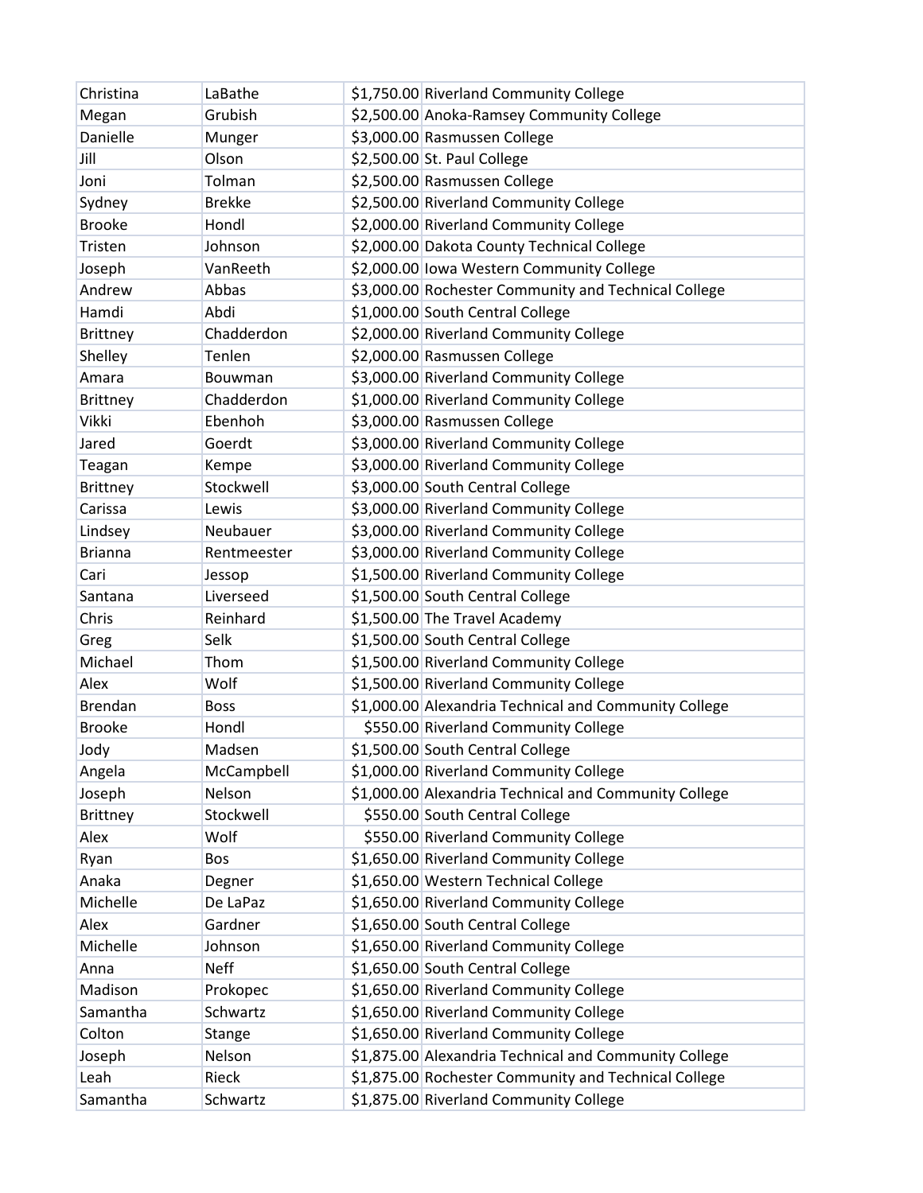| | | | |
|---|---|---|---|
| Christina | LaBathe | $1,750.00 | Riverland Community College |
| Megan | Grubish | $2,500.00 | Anoka-Ramsey Community College |
| Danielle | Munger | $3,000.00 | Rasmussen College |
| Jill | Olson | $2,500.00 | St. Paul College |
| Joni | Tolman | $2,500.00 | Rasmussen College |
| Sydney | Brekke | $2,500.00 | Riverland Community College |
| Brooke | Hondl | $2,000.00 | Riverland Community College |
| Tristen | Johnson | $2,000.00 | Dakota County Technical College |
| Joseph | VanReeth | $2,000.00 | Iowa Western Community College |
| Andrew | Abbas | $3,000.00 | Rochester Community and Technical College |
| Hamdi | Abdi | $1,000.00 | South Central College |
| Brittney | Chadderdon | $2,000.00 | Riverland Community College |
| Shelley | Tenlen | $2,000.00 | Rasmussen College |
| Amara | Bouwman | $3,000.00 | Riverland Community College |
| Brittney | Chadderdon | $1,000.00 | Riverland Community College |
| Vikki | Ebenhoh | $3,000.00 | Rasmussen College |
| Jared | Goerdt | $3,000.00 | Riverland Community College |
| Teagan | Kempe | $3,000.00 | Riverland Community College |
| Brittney | Stockwell | $3,000.00 | South Central College |
| Carissa | Lewis | $3,000.00 | Riverland Community College |
| Lindsey | Neubauer | $3,000.00 | Riverland Community College |
| Brianna | Rentmeester | $3,000.00 | Riverland Community College |
| Cari | Jessop | $1,500.00 | Riverland Community College |
| Santana | Liverseed | $1,500.00 | South Central College |
| Chris | Reinhard | $1,500.00 | The Travel Academy |
| Greg | Selk | $1,500.00 | South Central College |
| Michael | Thom | $1,500.00 | Riverland Community College |
| Alex | Wolf | $1,500.00 | Riverland Community College |
| Brendan | Boss | $1,000.00 | Alexandria Technical and Community College |
| Brooke | Hondl | $550.00 | Riverland Community College |
| Jody | Madsen | $1,500.00 | South Central College |
| Angela | McCampbell | $1,000.00 | Riverland Community College |
| Joseph | Nelson | $1,000.00 | Alexandria Technical and Community College |
| Brittney | Stockwell | $550.00 | South Central College |
| Alex | Wolf | $550.00 | Riverland Community College |
| Ryan | Bos | $1,650.00 | Riverland Community College |
| Anaka | Degner | $1,650.00 | Western Technical College |
| Michelle | De LaPaz | $1,650.00 | Riverland Community College |
| Alex | Gardner | $1,650.00 | South Central College |
| Michelle | Johnson | $1,650.00 | Riverland Community College |
| Anna | Neff | $1,650.00 | South Central College |
| Madison | Prokopec | $1,650.00 | Riverland Community College |
| Samantha | Schwartz | $1,650.00 | Riverland Community College |
| Colton | Stange | $1,650.00 | Riverland Community College |
| Joseph | Nelson | $1,875.00 | Alexandria Technical and Community College |
| Leah | Rieck | $1,875.00 | Rochester Community and Technical College |
| Samantha | Schwartz | $1,875.00 | Riverland Community College |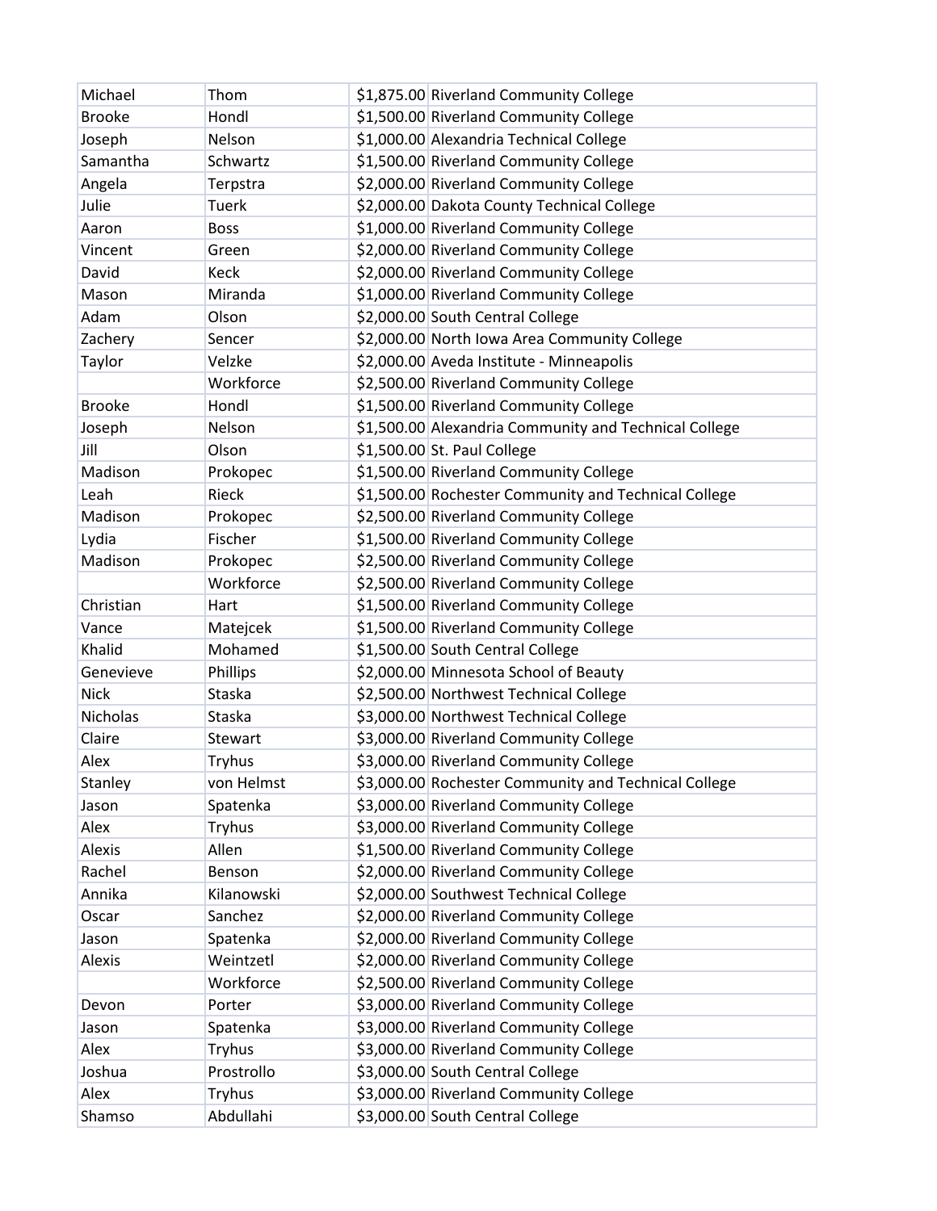| | | | |
|---|---|---|---|
| Michael | Thom | $1,875.00 | Riverland Community College |
| Brooke | Hondl | $1,500.00 | Riverland Community College |
| Joseph | Nelson | $1,000.00 | Alexandria Technical College |
| Samantha | Schwartz | $1,500.00 | Riverland Community College |
| Angela | Terpstra | $2,000.00 | Riverland Community College |
| Julie | Tuerk | $2,000.00 | Dakota County Technical College |
| Aaron | Boss | $1,000.00 | Riverland Community College |
| Vincent | Green | $2,000.00 | Riverland Community College |
| David | Keck | $2,000.00 | Riverland Community College |
| Mason | Miranda | $1,000.00 | Riverland Community College |
| Adam | Olson | $2,000.00 | South Central College |
| Zachery | Sencer | $2,000.00 | North Iowa Area Community College |
| Taylor | Velzke | $2,000.00 | Aveda Institute - Minneapolis |
| | Workforce | $2,500.00 | Riverland Community College |
| Brooke | Hondl | $1,500.00 | Riverland Community College |
| Joseph | Nelson | $1,500.00 | Alexandria Community and Technical College |
| Jill | Olson | $1,500.00 | St. Paul College |
| Madison | Prokopec | $1,500.00 | Riverland Community College |
| Leah | Rieck | $1,500.00 | Rochester Community and Technical College |
| Madison | Prokopec | $2,500.00 | Riverland Community College |
| Lydia | Fischer | $1,500.00 | Riverland Community College |
| Madison | Prokopec | $2,500.00 | Riverland Community College |
| | Workforce | $2,500.00 | Riverland Community College |
| Christian | Hart | $1,500.00 | Riverland Community College |
| Vance | Matejcek | $1,500.00 | Riverland Community College |
| Khalid | Mohamed | $1,500.00 | South Central College |
| Genevieve | Phillips | $2,000.00 | Minnesota School of Beauty |
| Nick | Staska | $2,500.00 | Northwest Technical College |
| Nicholas | Staska | $3,000.00 | Northwest Technical College |
| Claire | Stewart | $3,000.00 | Riverland Community College |
| Alex | Tryhus | $3,000.00 | Riverland Community College |
| Stanley | von Helmst | $3,000.00 | Rochester Community and Technical College |
| Jason | Spatenka | $3,000.00 | Riverland Community College |
| Alex | Tryhus | $3,000.00 | Riverland Community College |
| Alexis | Allen | $1,500.00 | Riverland Community College |
| Rachel | Benson | $2,000.00 | Riverland Community College |
| Annika | Kilanowski | $2,000.00 | Southwest Technical College |
| Oscar | Sanchez | $2,000.00 | Riverland Community College |
| Jason | Spatenka | $2,000.00 | Riverland Community College |
| Alexis | Weintzetl | $2,000.00 | Riverland Community College |
| | Workforce | $2,500.00 | Riverland Community College |
| Devon | Porter | $3,000.00 | Riverland Community College |
| Jason | Spatenka | $3,000.00 | Riverland Community College |
| Alex | Tryhus | $3,000.00 | Riverland Community College |
| Joshua | Prostrollo | $3,000.00 | South Central College |
| Alex | Tryhus | $3,000.00 | Riverland Community College |
| Shamso | Abdullahi | $3,000.00 | South Central College |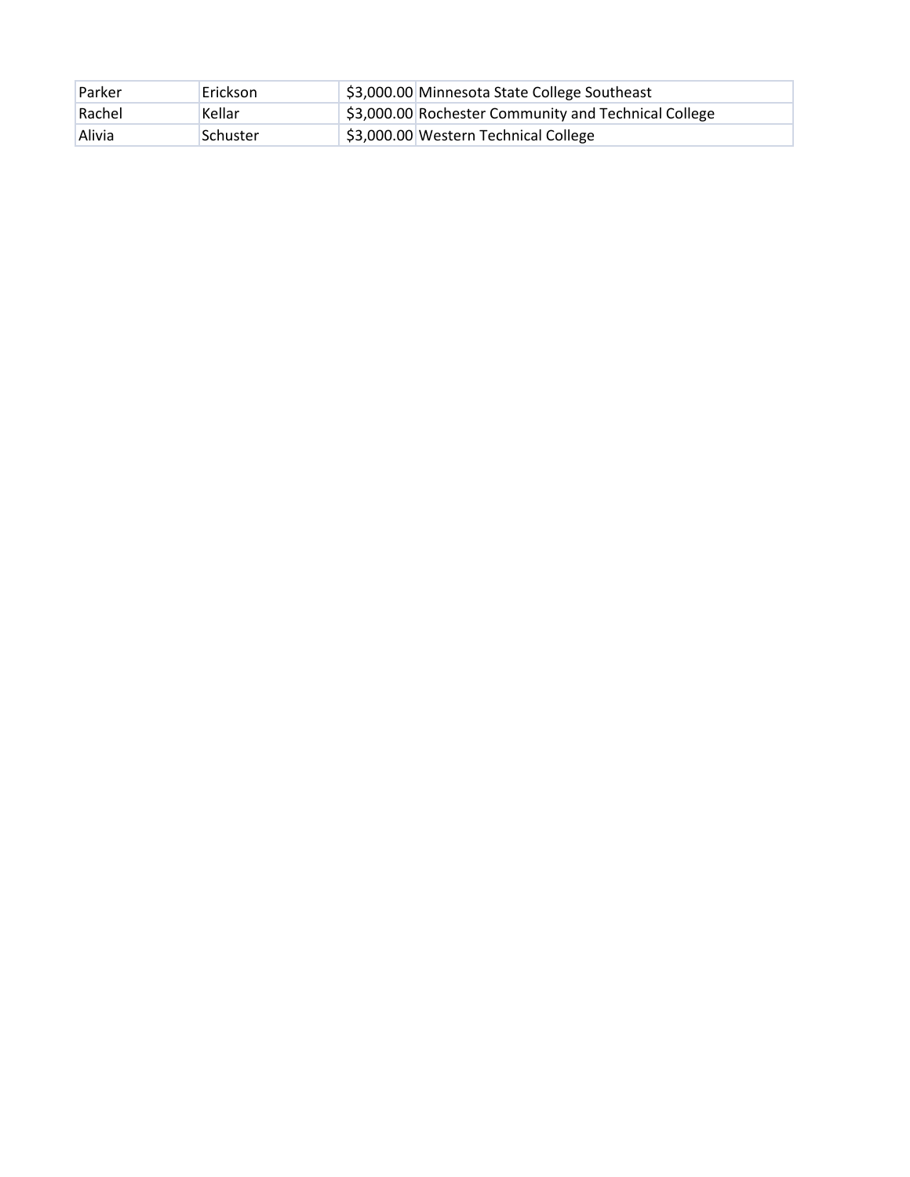| | | | |
|---|---|---|---|
| Parker | Erickson | $3,000.00 | Minnesota State College Southeast |
| Rachel | Kellar | $3,000.00 | Rochester Community and Technical College |
| Alivia | Schuster | $3,000.00 | Western Technical College |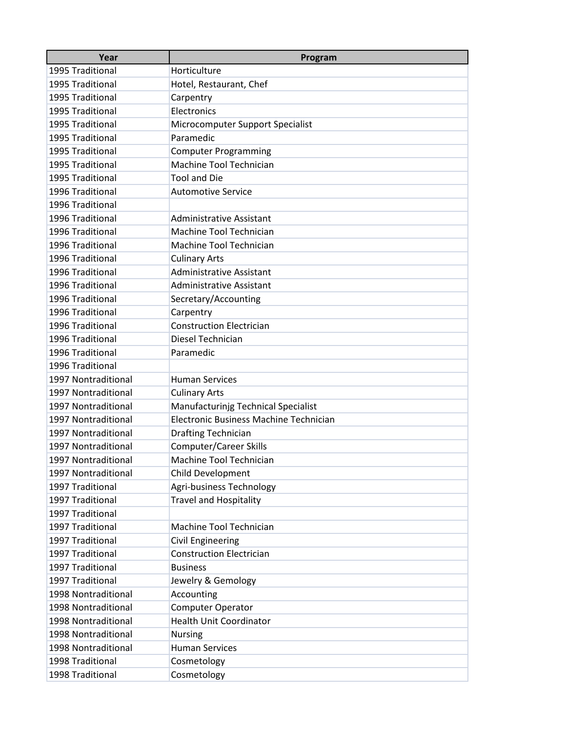| Year | Program |
|---|---|
| 1995 Traditional | Horticulture |
| 1995 Traditional | Hotel, Restaurant, Chef |
| 1995 Traditional | Carpentry |
| 1995 Traditional | Electronics |
| 1995 Traditional | Microcomputer Support Specialist |
| 1995 Traditional | Paramedic |
| 1995 Traditional | Computer Programming |
| 1995 Traditional | Machine Tool Technician |
| 1995 Traditional | Tool and Die |
| 1996 Traditional | Automotive Service |
| 1996 Traditional | |
| 1996 Traditional | Administrative Assistant |
| 1996 Traditional | Machine Tool Technician |
| 1996 Traditional | Machine Tool Technician |
| 1996 Traditional | Culinary Arts |
| 1996 Traditional | Administrative Assistant |
| 1996 Traditional | Administrative Assistant |
| 1996 Traditional | Secretary/Accounting |
| 1996 Traditional | Carpentry |
| 1996 Traditional | Construction Electrician |
| 1996 Traditional | Diesel Technician |
| 1996 Traditional | Paramedic |
| 1996 Traditional | |
| 1997 Nontraditional | Human Services |
| 1997 Nontraditional | Culinary Arts |
| 1997 Nontraditional | Manufacturinjg Technical Specialist |
| 1997 Nontraditional | Electronic Business Machine Technician |
| 1997 Nontraditional | Drafting Technician |
| 1997 Nontraditional | Computer/Career Skills |
| 1997 Nontraditional | Machine Tool Technician |
| 1997 Nontraditional | Child Development |
| 1997 Traditional | Agri-business Technology |
| 1997 Traditional | Travel and Hospitality |
| 1997 Traditional | |
| 1997 Traditional | Machine Tool Technician |
| 1997 Traditional | Civil Engineering |
| 1997 Traditional | Construction Electrician |
| 1997 Traditional | Business |
| 1997 Traditional | Jewelry & Gemology |
| 1998 Nontraditional | Accounting |
| 1998 Nontraditional | Computer Operator |
| 1998 Nontraditional | Health Unit Coordinator |
| 1998 Nontraditional | Nursing |
| 1998 Nontraditional | Human Services |
| 1998 Traditional | Cosmetology |
| 1998 Traditional | Cosmetology |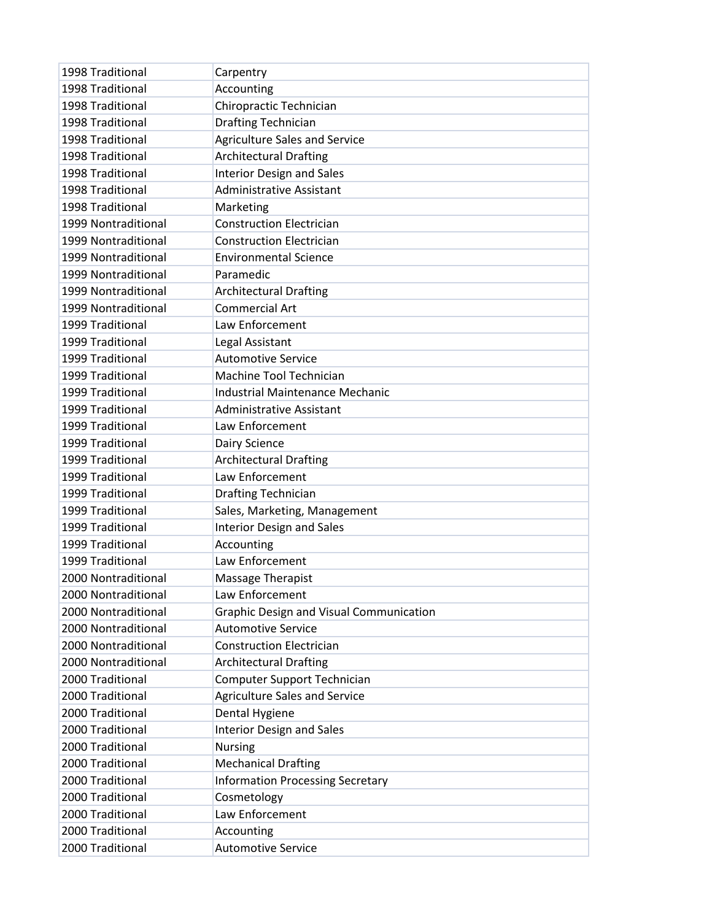| 1998 Traditional | Carpentry |
|---|---|
| 1998 Traditional | Accounting |
| 1998 Traditional | Chiropractic Technician |
| 1998 Traditional | Drafting Technician |
| 1998 Traditional | Agriculture Sales and Service |
| 1998 Traditional | Architectural Drafting |
| 1998 Traditional | Interior Design and Sales |
| 1998 Traditional | Administrative Assistant |
| 1998 Traditional | Marketing |
| 1999 Nontraditional | Construction Electrician |
| 1999 Nontraditional | Construction Electrician |
| 1999 Nontraditional | Environmental Science |
| 1999 Nontraditional | Paramedic |
| 1999 Nontraditional | Architectural Drafting |
| 1999 Nontraditional | Commercial Art |
| 1999 Traditional | Law Enforcement |
| 1999 Traditional | Legal Assistant |
| 1999 Traditional | Automotive Service |
| 1999 Traditional | Machine Tool Technician |
| 1999 Traditional | Industrial Maintenance Mechanic |
| 1999 Traditional | Administrative Assistant |
| 1999 Traditional | Law Enforcement |
| 1999 Traditional | Dairy Science |
| 1999 Traditional | Architectural Drafting |
| 1999 Traditional | Law Enforcement |
| 1999 Traditional | Drafting Technician |
| 1999 Traditional | Sales, Marketing, Management |
| 1999 Traditional | Interior Design and Sales |
| 1999 Traditional | Accounting |
| 1999 Traditional | Law Enforcement |
| 2000 Nontraditional | Massage Therapist |
| 2000 Nontraditional | Law Enforcement |
| 2000 Nontraditional | Graphic Design and Visual Communication |
| 2000 Nontraditional | Automotive Service |
| 2000 Nontraditional | Construction Electrician |
| 2000 Nontraditional | Architectural Drafting |
| 2000 Traditional | Computer Support Technician |
| 2000 Traditional | Agriculture Sales and Service |
| 2000 Traditional | Dental Hygiene |
| 2000 Traditional | Interior Design and Sales |
| 2000 Traditional | Nursing |
| 2000 Traditional | Mechanical Drafting |
| 2000 Traditional | Information Processing Secretary |
| 2000 Traditional | Cosmetology |
| 2000 Traditional | Law Enforcement |
| 2000 Traditional | Accounting |
| 2000 Traditional | Automotive Service |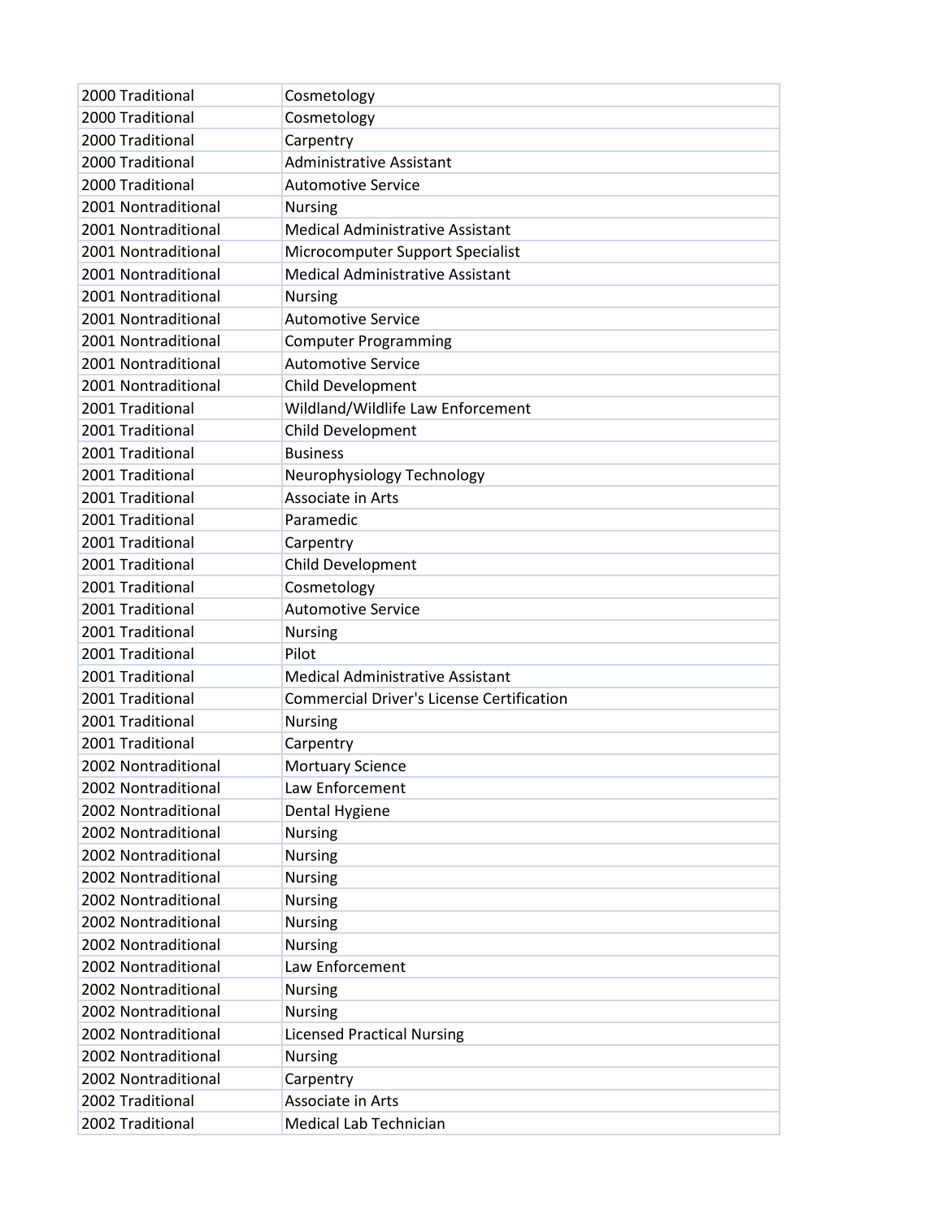| | |
|---|---|
| 2000 Traditional | Cosmetology |
| 2000 Traditional | Cosmetology |
| 2000 Traditional | Carpentry |
| 2000 Traditional | Administrative Assistant |
| 2000 Traditional | Automotive Service |
| 2001 Nontraditional | Nursing |
| 2001 Nontraditional | Medical Administrative Assistant |
| 2001 Nontraditional | Microcomputer Support Specialist |
| 2001 Nontraditional | Medical Administrative Assistant |
| 2001 Nontraditional | Nursing |
| 2001 Nontraditional | Automotive Service |
| 2001 Nontraditional | Computer Programming |
| 2001 Nontraditional | Automotive Service |
| 2001 Nontraditional | Child Development |
| 2001 Traditional | Wildland/Wildlife Law Enforcement |
| 2001 Traditional | Child Development |
| 2001 Traditional | Business |
| 2001 Traditional | Neurophysiology Technology |
| 2001 Traditional | Associate in Arts |
| 2001 Traditional | Paramedic |
| 2001 Traditional | Carpentry |
| 2001 Traditional | Child Development |
| 2001 Traditional | Cosmetology |
| 2001 Traditional | Automotive Service |
| 2001 Traditional | Nursing |
| 2001 Traditional | Pilot |
| 2001 Traditional | Medical Administrative Assistant |
| 2001 Traditional | Commercial Driver's License Certification |
| 2001 Traditional | Nursing |
| 2001 Traditional | Carpentry |
| 2002 Nontraditional | Mortuary Science |
| 2002 Nontraditional | Law Enforcement |
| 2002 Nontraditional | Dental Hygiene |
| 2002 Nontraditional | Nursing |
| 2002 Nontraditional | Nursing |
| 2002 Nontraditional | Nursing |
| 2002 Nontraditional | Nursing |
| 2002 Nontraditional | Nursing |
| 2002 Nontraditional | Nursing |
| 2002 Nontraditional | Law Enforcement |
| 2002 Nontraditional | Nursing |
| 2002 Nontraditional | Nursing |
| 2002 Nontraditional | Licensed Practical Nursing |
| 2002 Nontraditional | Nursing |
| 2002 Nontraditional | Carpentry |
| 2002 Traditional | Associate in Arts |
| 2002 Traditional | Medical Lab Technician |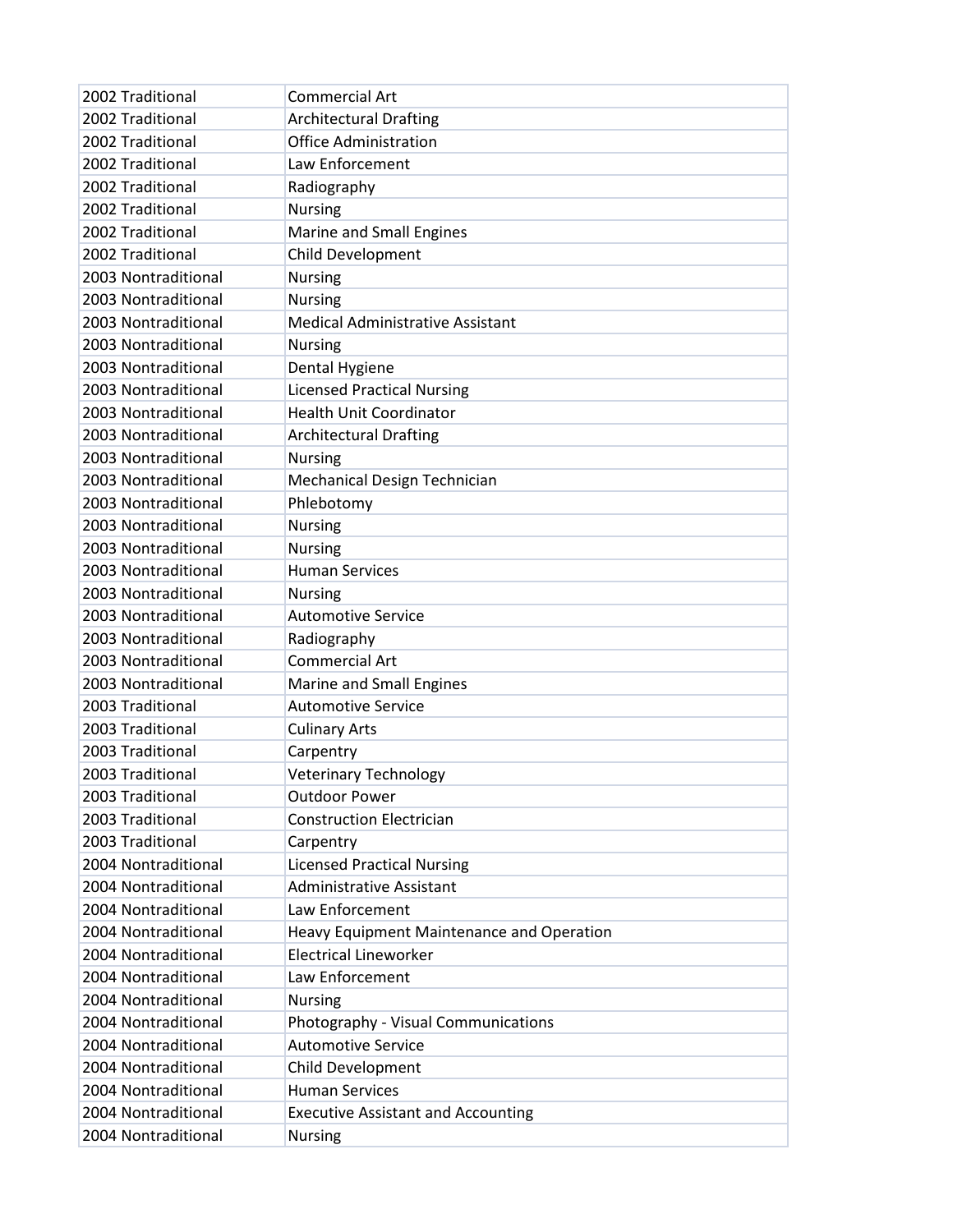| 2002 Traditional | Commercial Art |
|---|---|
| 2002 Traditional | Architectural Drafting |
| 2002 Traditional | Office Administration |
| 2002 Traditional | Law Enforcement |
| 2002 Traditional | Radiography |
| 2002 Traditional | Nursing |
| 2002 Traditional | Marine and Small Engines |
| 2002 Traditional | Child Development |
| 2003 Nontraditional | Nursing |
| 2003 Nontraditional | Nursing |
| 2003 Nontraditional | Medical Administrative Assistant |
| 2003 Nontraditional | Nursing |
| 2003 Nontraditional | Dental Hygiene |
| 2003 Nontraditional | Licensed Practical Nursing |
| 2003 Nontraditional | Health Unit Coordinator |
| 2003 Nontraditional | Architectural Drafting |
| 2003 Nontraditional | Nursing |
| 2003 Nontraditional | Mechanical Design Technician |
| 2003 Nontraditional | Phlebotomy |
| 2003 Nontraditional | Nursing |
| 2003 Nontraditional | Nursing |
| 2003 Nontraditional | Human Services |
| 2003 Nontraditional | Nursing |
| 2003 Nontraditional | Automotive Service |
| 2003 Nontraditional | Radiography |
| 2003 Nontraditional | Commercial Art |
| 2003 Nontraditional | Marine and Small Engines |
| 2003 Traditional | Automotive Service |
| 2003 Traditional | Culinary Arts |
| 2003 Traditional | Carpentry |
| 2003 Traditional | Veterinary Technology |
| 2003 Traditional | Outdoor Power |
| 2003 Traditional | Construction Electrician |
| 2003 Traditional | Carpentry |
| 2004 Nontraditional | Licensed Practical Nursing |
| 2004 Nontraditional | Administrative Assistant |
| 2004 Nontraditional | Law Enforcement |
| 2004 Nontraditional | Heavy Equipment Maintenance and Operation |
| 2004 Nontraditional | Electrical Lineworker |
| 2004 Nontraditional | Law Enforcement |
| 2004 Nontraditional | Nursing |
| 2004 Nontraditional | Photography - Visual Communications |
| 2004 Nontraditional | Automotive Service |
| 2004 Nontraditional | Child Development |
| 2004 Nontraditional | Human Services |
| 2004 Nontraditional | Executive Assistant and Accounting |
| 2004 Nontraditional | Nursing |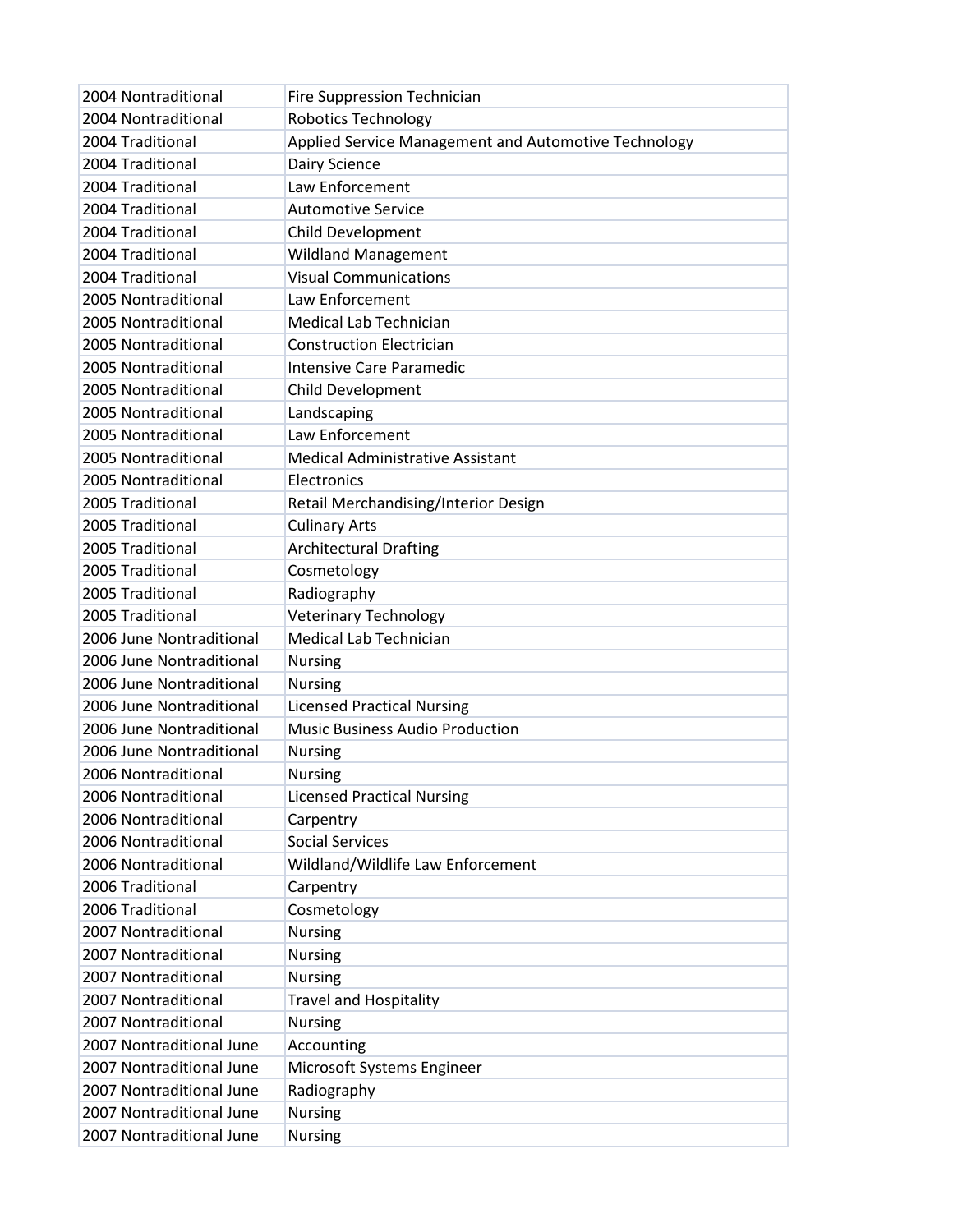| 2004 Nontraditional | Fire Suppression Technician |
|---|---|
| 2004 Nontraditional | Robotics Technology |
| 2004 Traditional | Applied Service Management and Automotive Technology |
| 2004 Traditional | Dairy Science |
| 2004 Traditional | Law Enforcement |
| 2004 Traditional | Automotive Service |
| 2004 Traditional | Child Development |
| 2004 Traditional | Wildland Management |
| 2004 Traditional | Visual Communications |
| 2005 Nontraditional | Law Enforcement |
| 2005 Nontraditional | Medical Lab Technician |
| 2005 Nontraditional | Construction Electrician |
| 2005 Nontraditional | Intensive Care Paramedic |
| 2005 Nontraditional | Child Development |
| 2005 Nontraditional | Landscaping |
| 2005 Nontraditional | Law Enforcement |
| 2005 Nontraditional | Medical Administrative Assistant |
| 2005 Nontraditional | Electronics |
| 2005 Traditional | Retail Merchandising/Interior Design |
| 2005 Traditional | Culinary Arts |
| 2005 Traditional | Architectural Drafting |
| 2005 Traditional | Cosmetology |
| 2005 Traditional | Radiography |
| 2005 Traditional | Veterinary Technology |
| 2006 June Nontraditional | Medical Lab Technician |
| 2006 June Nontraditional | Nursing |
| 2006 June Nontraditional | Nursing |
| 2006 June Nontraditional | Licensed Practical Nursing |
| 2006 June Nontraditional | Music Business Audio Production |
| 2006 June Nontraditional | Nursing |
| 2006 Nontraditional | Nursing |
| 2006 Nontraditional | Licensed Practical Nursing |
| 2006 Nontraditional | Carpentry |
| 2006 Nontraditional | Social Services |
| 2006 Nontraditional | Wildland/Wildlife Law Enforcement |
| 2006 Traditional | Carpentry |
| 2006 Traditional | Cosmetology |
| 2007 Nontraditional | Nursing |
| 2007 Nontraditional | Nursing |
| 2007 Nontraditional | Nursing |
| 2007 Nontraditional | Travel and Hospitality |
| 2007 Nontraditional | Nursing |
| 2007 Nontraditional June | Accounting |
| 2007 Nontraditional June | Microsoft Systems Engineer |
| 2007 Nontraditional June | Radiography |
| 2007 Nontraditional June | Nursing |
| 2007 Nontraditional June | Nursing |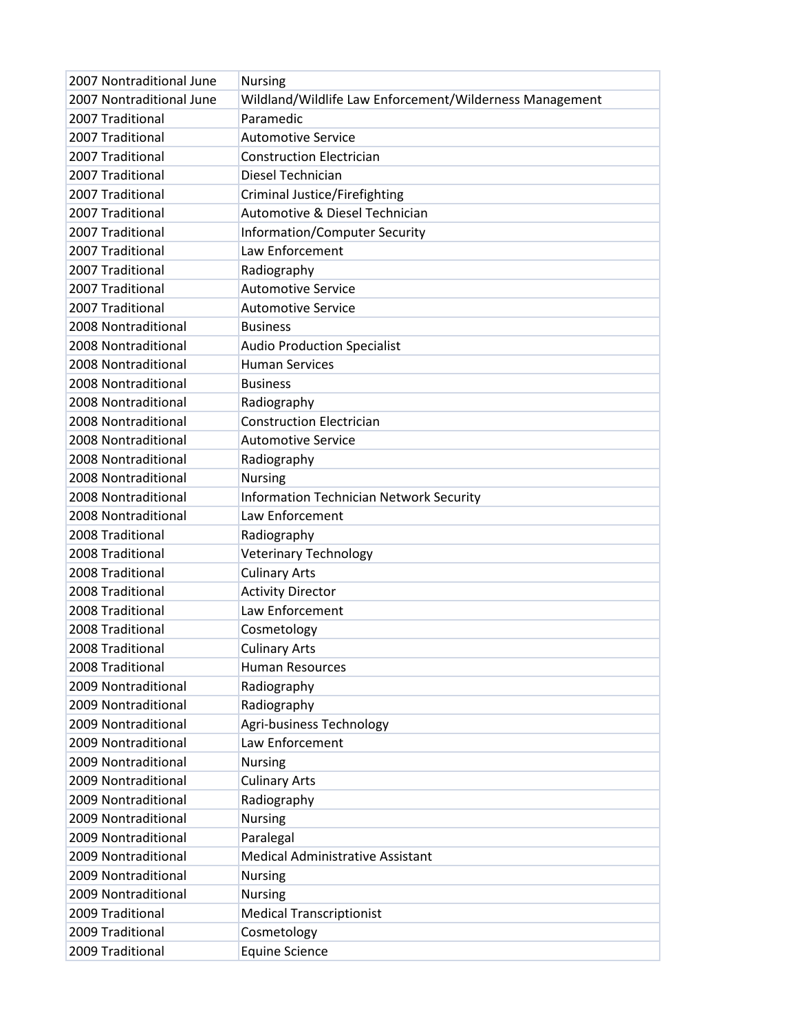| | |
|---|---|
| 2007 Nontraditional June | Nursing |
| 2007 Nontraditional June | Wildland/Wildlife Law Enforcement/Wilderness Management |
| 2007 Traditional | Paramedic |
| 2007 Traditional | Automotive Service |
| 2007 Traditional | Construction Electrician |
| 2007 Traditional | Diesel Technician |
| 2007 Traditional | Criminal Justice/Firefighting |
| 2007 Traditional | Automotive & Diesel Technician |
| 2007 Traditional | Information/Computer Security |
| 2007 Traditional | Law Enforcement |
| 2007 Traditional | Radiography |
| 2007 Traditional | Automotive Service |
| 2007 Traditional | Automotive Service |
| 2008 Nontraditional | Business |
| 2008 Nontraditional | Audio Production Specialist |
| 2008 Nontraditional | Human Services |
| 2008 Nontraditional | Business |
| 2008 Nontraditional | Radiography |
| 2008 Nontraditional | Construction Electrician |
| 2008 Nontraditional | Automotive Service |
| 2008 Nontraditional | Radiography |
| 2008 Nontraditional | Nursing |
| 2008 Nontraditional | Information Technician Network Security |
| 2008 Nontraditional | Law Enforcement |
| 2008 Traditional | Radiography |
| 2008 Traditional | Veterinary Technology |
| 2008 Traditional | Culinary Arts |
| 2008 Traditional | Activity Director |
| 2008 Traditional | Law Enforcement |
| 2008 Traditional | Cosmetology |
| 2008 Traditional | Culinary Arts |
| 2008 Traditional | Human Resources |
| 2009 Nontraditional | Radiography |
| 2009 Nontraditional | Radiography |
| 2009 Nontraditional | Agri-business Technology |
| 2009 Nontraditional | Law Enforcement |
| 2009 Nontraditional | Nursing |
| 2009 Nontraditional | Culinary Arts |
| 2009 Nontraditional | Radiography |
| 2009 Nontraditional | Nursing |
| 2009 Nontraditional | Paralegal |
| 2009 Nontraditional | Medical Administrative Assistant |
| 2009 Nontraditional | Nursing |
| 2009 Nontraditional | Nursing |
| 2009 Traditional | Medical Transcriptionist |
| 2009 Traditional | Cosmetology |
| 2009 Traditional | Equine Science |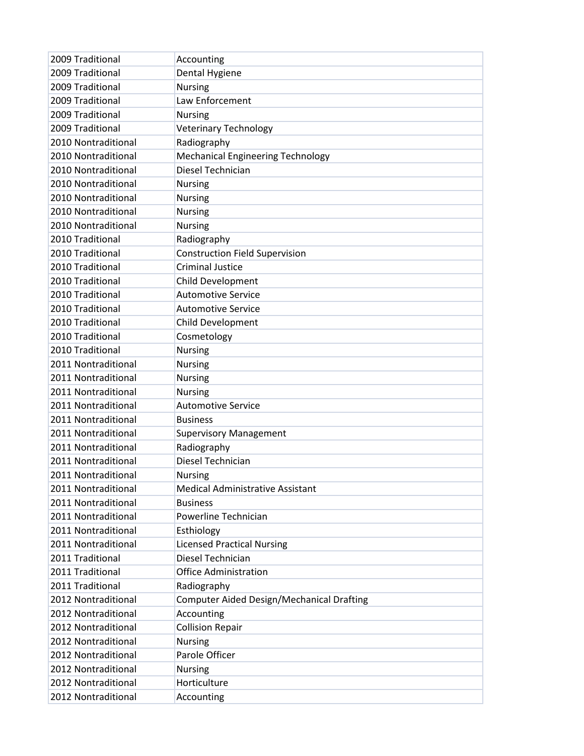| 2009 Traditional | Accounting |
|---|---|
| 2009 Traditional | Dental Hygiene |
| 2009 Traditional | Nursing |
| 2009 Traditional | Law Enforcement |
| 2009 Traditional | Nursing |
| 2009 Traditional | Veterinary Technology |
| 2010 Nontraditional | Radiography |
| 2010 Nontraditional | Mechanical Engineering Technology |
| 2010 Nontraditional | Diesel Technician |
| 2010 Nontraditional | Nursing |
| 2010 Nontraditional | Nursing |
| 2010 Nontraditional | Nursing |
| 2010 Nontraditional | Nursing |
| 2010 Traditional | Radiography |
| 2010 Traditional | Construction Field Supervision |
| 2010 Traditional | Criminal Justice |
| 2010 Traditional | Child Development |
| 2010 Traditional | Automotive Service |
| 2010 Traditional | Automotive Service |
| 2010 Traditional | Child Development |
| 2010 Traditional | Cosmetology |
| 2010 Traditional | Nursing |
| 2011 Nontraditional | Nursing |
| 2011 Nontraditional | Nursing |
| 2011 Nontraditional | Nursing |
| 2011 Nontraditional | Automotive Service |
| 2011 Nontraditional | Business |
| 2011 Nontraditional | Supervisory Management |
| 2011 Nontraditional | Radiography |
| 2011 Nontraditional | Diesel Technician |
| 2011 Nontraditional | Nursing |
| 2011 Nontraditional | Medical Administrative Assistant |
| 2011 Nontraditional | Business |
| 2011 Nontraditional | Powerline Technician |
| 2011 Nontraditional | Esthiology |
| 2011 Nontraditional | Licensed Practical Nursing |
| 2011 Traditional | Diesel Technician |
| 2011 Traditional | Office Administration |
| 2011 Traditional | Radiography |
| 2012 Nontraditional | Computer Aided Design/Mechanical Drafting |
| 2012 Nontraditional | Accounting |
| 2012 Nontraditional | Collision Repair |
| 2012 Nontraditional | Nursing |
| 2012 Nontraditional | Parole Officer |
| 2012 Nontraditional | Nursing |
| 2012 Nontraditional | Horticulture |
| 2012 Nontraditional | Accounting |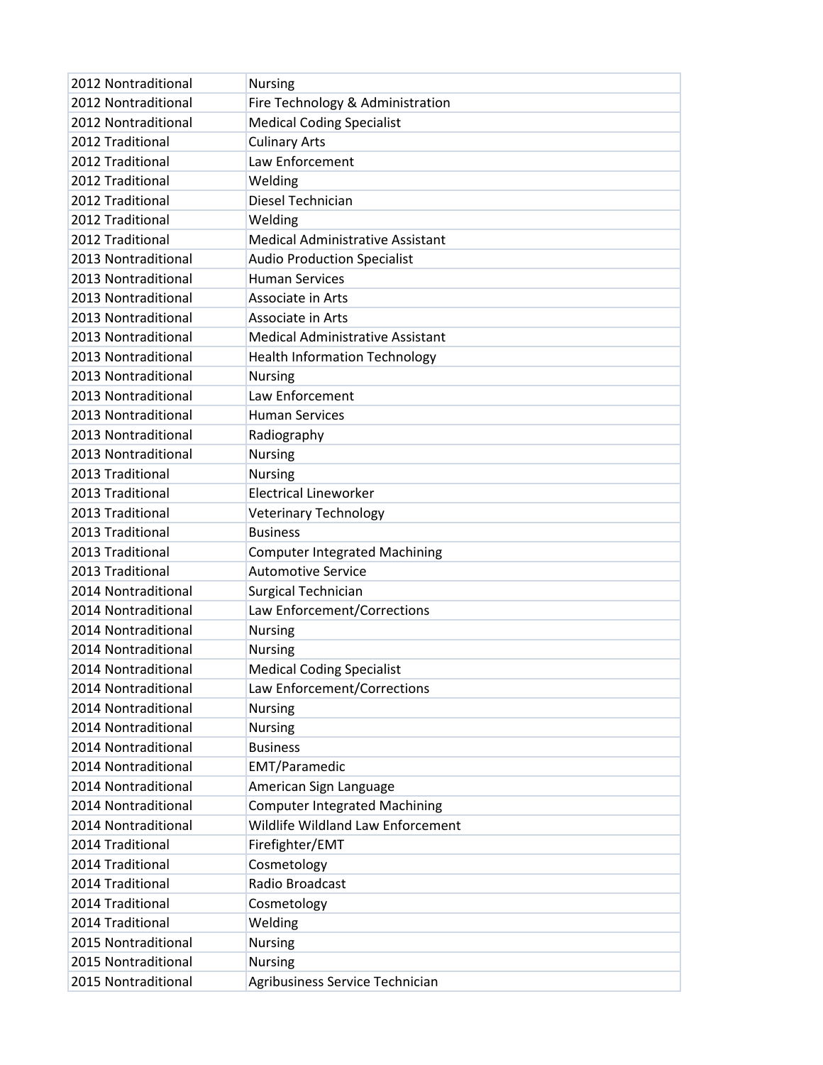| 2012 Nontraditional | Nursing |
|---|---|
| 2012 Nontraditional | Fire Technology & Administration |
| 2012 Nontraditional | Medical Coding Specialist |
| 2012 Traditional | Culinary Arts |
| 2012 Traditional | Law Enforcement |
| 2012 Traditional | Welding |
| 2012 Traditional | Diesel Technician |
| 2012 Traditional | Welding |
| 2012 Traditional | Medical Administrative Assistant |
| 2013 Nontraditional | Audio Production Specialist |
| 2013 Nontraditional | Human Services |
| 2013 Nontraditional | Associate in Arts |
| 2013 Nontraditional | Associate in Arts |
| 2013 Nontraditional | Medical Administrative Assistant |
| 2013 Nontraditional | Health Information Technology |
| 2013 Nontraditional | Nursing |
| 2013 Nontraditional | Law Enforcement |
| 2013 Nontraditional | Human Services |
| 2013 Nontraditional | Radiography |
| 2013 Nontraditional | Nursing |
| 2013 Traditional | Nursing |
| 2013 Traditional | Electrical Lineworker |
| 2013 Traditional | Veterinary Technology |
| 2013 Traditional | Business |
| 2013 Traditional | Computer Integrated Machining |
| 2013 Traditional | Automotive Service |
| 2014 Nontraditional | Surgical Technician |
| 2014 Nontraditional | Law Enforcement/Corrections |
| 2014 Nontraditional | Nursing |
| 2014 Nontraditional | Nursing |
| 2014 Nontraditional | Medical Coding Specialist |
| 2014 Nontraditional | Law Enforcement/Corrections |
| 2014 Nontraditional | Nursing |
| 2014 Nontraditional | Nursing |
| 2014 Nontraditional | Business |
| 2014 Nontraditional | EMT/Paramedic |
| 2014 Nontraditional | American Sign Language |
| 2014 Nontraditional | Computer Integrated Machining |
| 2014 Nontraditional | Wildlife Wildland Law Enforcement |
| 2014 Traditional | Firefighter/EMT |
| 2014 Traditional | Cosmetology |
| 2014 Traditional | Radio Broadcast |
| 2014 Traditional | Cosmetology |
| 2014 Traditional | Welding |
| 2015 Nontraditional | Nursing |
| 2015 Nontraditional | Nursing |
| 2015 Nontraditional | Agribusiness Service Technician |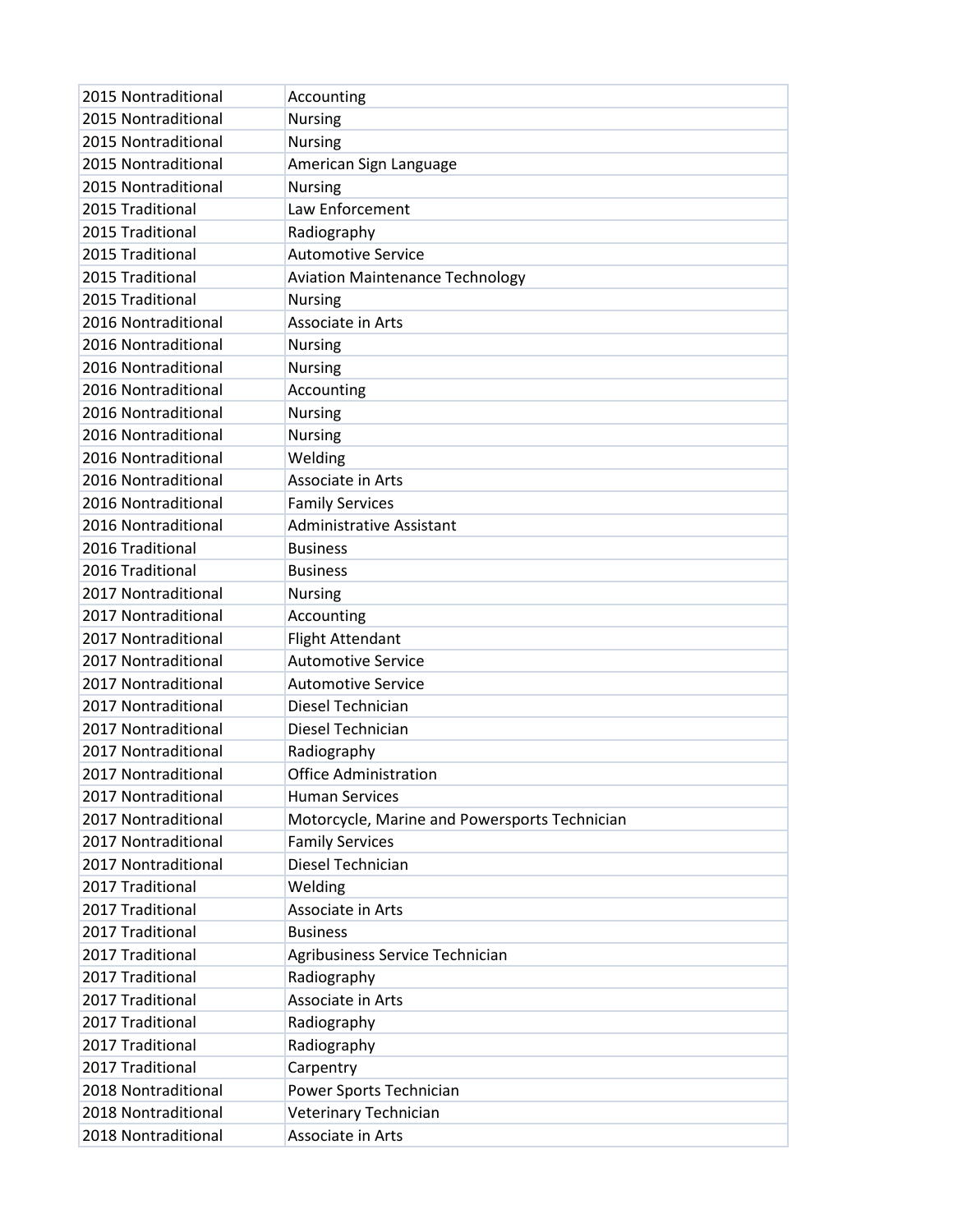| | |
|---|---|
| 2015 Nontraditional | Accounting |
| 2015 Nontraditional | Nursing |
| 2015 Nontraditional | Nursing |
| 2015 Nontraditional | American Sign Language |
| 2015 Nontraditional | Nursing |
| 2015 Traditional | Law Enforcement |
| 2015 Traditional | Radiography |
| 2015 Traditional | Automotive Service |
| 2015 Traditional | Aviation Maintenance Technology |
| 2015 Traditional | Nursing |
| 2016 Nontraditional | Associate in Arts |
| 2016 Nontraditional | Nursing |
| 2016 Nontraditional | Nursing |
| 2016 Nontraditional | Accounting |
| 2016 Nontraditional | Nursing |
| 2016 Nontraditional | Nursing |
| 2016 Nontraditional | Welding |
| 2016 Nontraditional | Associate in Arts |
| 2016 Nontraditional | Family Services |
| 2016 Nontraditional | Administrative Assistant |
| 2016 Traditional | Business |
| 2016 Traditional | Business |
| 2017 Nontraditional | Nursing |
| 2017 Nontraditional | Accounting |
| 2017 Nontraditional | Flight Attendant |
| 2017 Nontraditional | Automotive Service |
| 2017 Nontraditional | Automotive Service |
| 2017 Nontraditional | Diesel Technician |
| 2017 Nontraditional | Diesel Technician |
| 2017 Nontraditional | Radiography |
| 2017 Nontraditional | Office Administration |
| 2017 Nontraditional | Human Services |
| 2017 Nontraditional | Motorcycle, Marine and Powersports Technician |
| 2017 Nontraditional | Family Services |
| 2017 Nontraditional | Diesel Technician |
| 2017 Traditional | Welding |
| 2017 Traditional | Associate in Arts |
| 2017 Traditional | Business |
| 2017 Traditional | Agribusiness Service Technician |
| 2017 Traditional | Radiography |
| 2017 Traditional | Associate in Arts |
| 2017 Traditional | Radiography |
| 2017 Traditional | Radiography |
| 2017 Traditional | Carpentry |
| 2018 Nontraditional | Power Sports Technician |
| 2018 Nontraditional | Veterinary Technician |
| 2018 Nontraditional | Associate in Arts |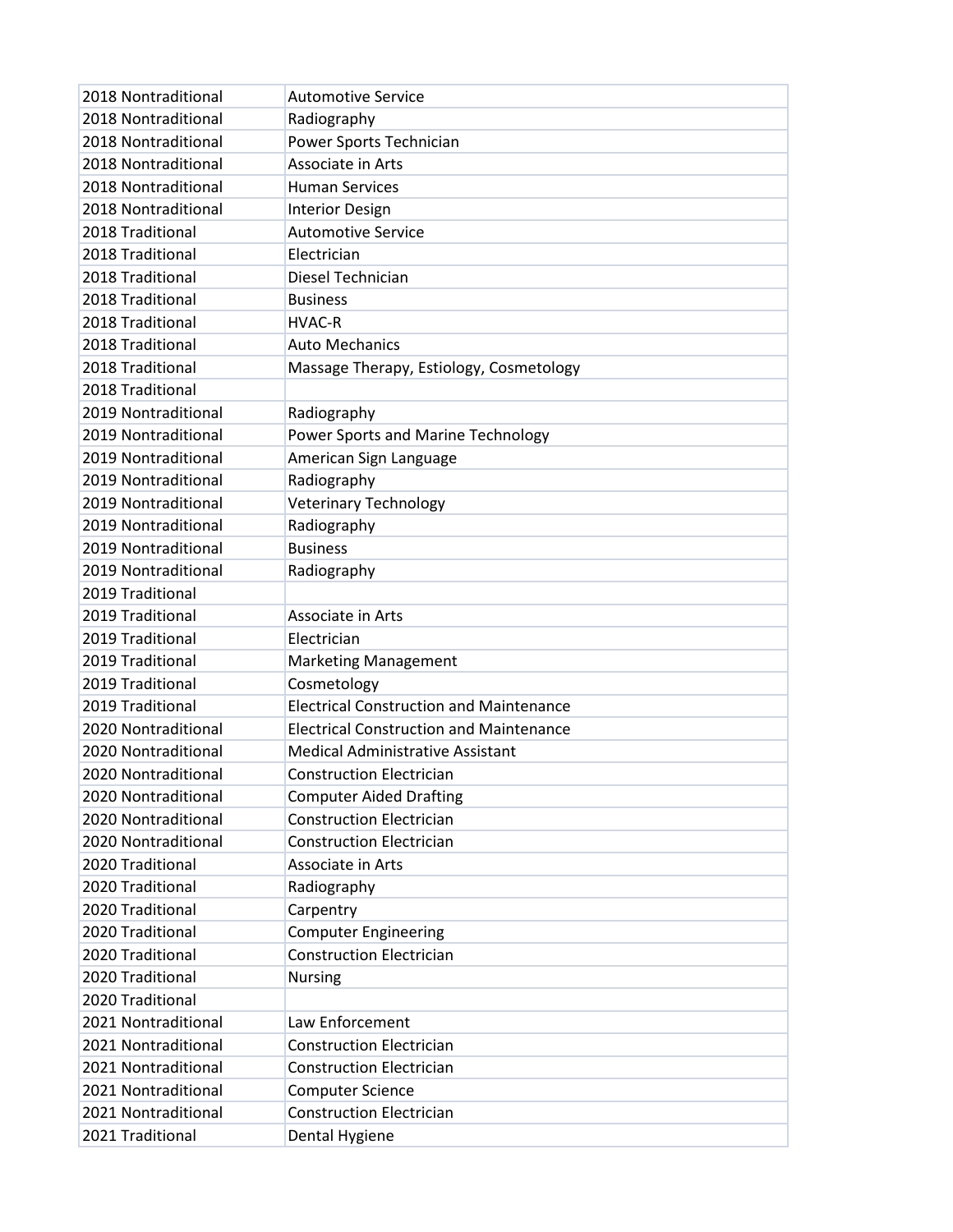| | |
|---|---|
| 2018 Nontraditional | Automotive Service |
| 2018 Nontraditional | Radiography |
| 2018 Nontraditional | Power Sports Technician |
| 2018 Nontraditional | Associate in Arts |
| 2018 Nontraditional | Human Services |
| 2018 Nontraditional | Interior Design |
| 2018 Traditional | Automotive Service |
| 2018 Traditional | Electrician |
| 2018 Traditional | Diesel Technician |
| 2018 Traditional | Business |
| 2018 Traditional | HVAC-R |
| 2018 Traditional | Auto Mechanics |
| 2018 Traditional | Massage Therapy, Estiology, Cosmetology |
| 2018 Traditional | |
| 2019 Nontraditional | Radiography |
| 2019 Nontraditional | Power Sports and Marine Technology |
| 2019 Nontraditional | American Sign Language |
| 2019 Nontraditional | Radiography |
| 2019 Nontraditional | Veterinary Technology |
| 2019 Nontraditional | Radiography |
| 2019 Nontraditional | Business |
| 2019 Nontraditional | Radiography |
| 2019 Traditional | |
| 2019 Traditional | Associate in Arts |
| 2019 Traditional | Electrician |
| 2019 Traditional | Marketing Management |
| 2019 Traditional | Cosmetology |
| 2019 Traditional | Electrical Construction and Maintenance |
| 2020 Nontraditional | Electrical Construction and Maintenance |
| 2020 Nontraditional | Medical Administrative Assistant |
| 2020 Nontraditional | Construction Electrician |
| 2020 Nontraditional | Computer Aided Drafting |
| 2020 Nontraditional | Construction Electrician |
| 2020 Nontraditional | Construction Electrician |
| 2020 Traditional | Associate in Arts |
| 2020 Traditional | Radiography |
| 2020 Traditional | Carpentry |
| 2020 Traditional | Computer Engineering |
| 2020 Traditional | Construction Electrician |
| 2020 Traditional | Nursing |
| 2020 Traditional | |
| 2021 Nontraditional | Law Enforcement |
| 2021 Nontraditional | Construction Electrician |
| 2021 Nontraditional | Construction Electrician |
| 2021 Nontraditional | Computer Science |
| 2021 Nontraditional | Construction Electrician |
| 2021 Traditional | Dental Hygiene |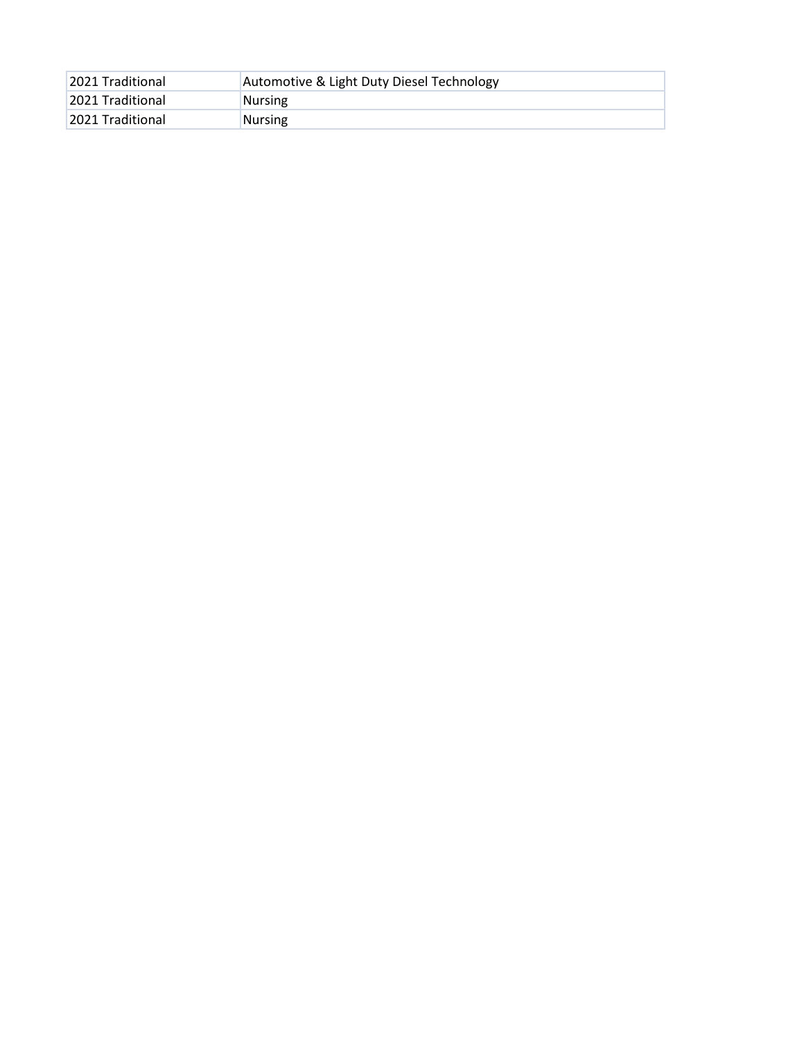| | |
|---|---|
| 2021 Traditional | Automotive & Light Duty Diesel Technology |
| 2021 Traditional | Nursing |
| 2021 Traditional | Nursing |